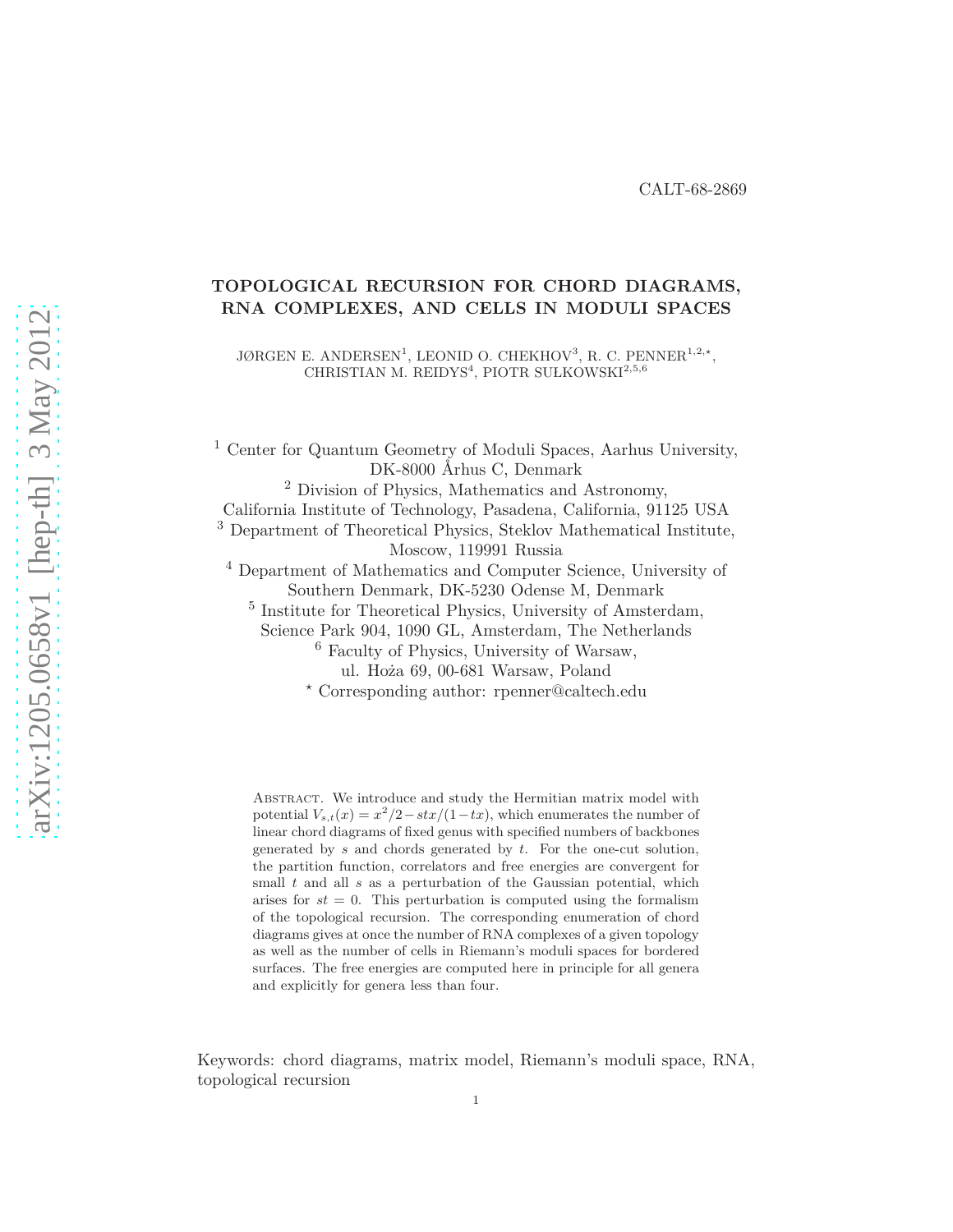CALT-68-2869

# TOPOLOGICAL RECURSION FOR CHORD DIAGRAMS, RNA COMPLEXES, AND CELLS IN MODULI SPACES

JØRGEN E. ANDERSEN[1], LEONID O. CHEKHOV[3], R. C. PENNER[1,2,⋆], CHRISTIAN M. REIDYS[4], PIOTR SUŁKOWSKI[2,5,6]

[1] Center for Quantum Geometry of Moduli Spaces, Aarhus University, DK-8000 Århus C, Denmark

[2] Division of Physics, Mathematics and Astronomy, California Institute of Technology, Pasadena, California, 91125 USA

[3] Department of Theoretical Physics, Steklov Mathematical Institute, Moscow, 119991 Russia

[4] Department of Mathematics and Computer Science, University of Southern Denmark, DK-5230 Odense M, Denmark

[5] Institute for Theoretical Physics, University of Amsterdam, Science Park 904, 1090 GL, Amsterdam, The Netherlands

[6] Faculty of Physics, University of Warsaw, ul. Hoża 69, 00-681 Warsaw, Poland

[⋆] Corresponding author: rpenner@caltech.edu

Abstract. We introduce and study the Hermitian matrix model with potential $V_{s,t}(x) = x^2/2 - stx/(1-tx)$, which enumerates the number of linear chord diagrams of fixed genus with specified numbers of backbones generated by $s$ and chords generated by $t$. For the one-cut solution, the partition function, correlators and free energies are convergent for small $t$ and all $s$ as a perturbation of the Gaussian potential, which arises for $st = 0$. This perturbation is computed using the formalism of the topological recursion. The corresponding enumeration of chord diagrams gives at once the number of RNA complexes of a given topology as well as the number of cells in Riemann's moduli spaces for bordered surfaces. The free energies are computed here in principle for all genera and explicitly for genera less than four.

Keywords: chord diagrams, matrix model, Riemann's moduli space, RNA, topological recursion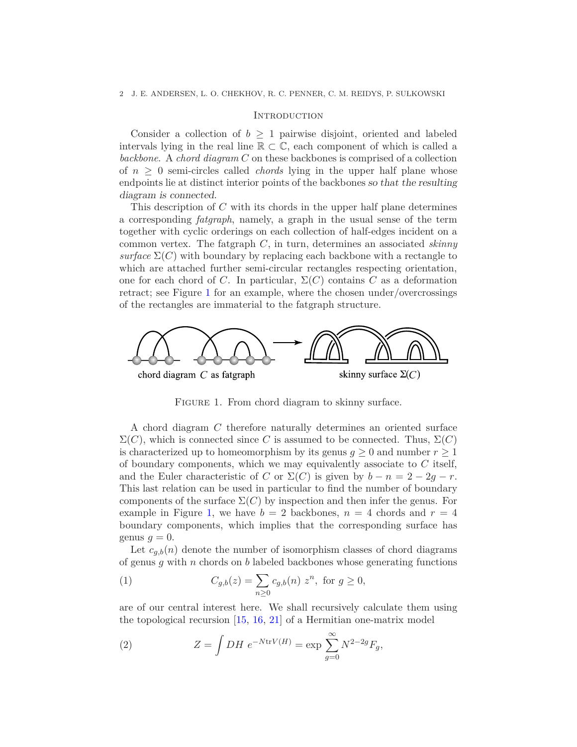## Introduction

Consider a collection of $b \geq 1$ pairwise disjoint, oriented and labeled intervals lying in the real line $\mathbb{R} \subset \mathbb{C}$, each component of which is called a *backbone*. A *chord diagram* $C$ on these backbones is comprised of a collection of $n \geq 0$ semi-circles called *chords* lying in the upper half plane whose endpoints lie at distinct interior points of the backbones *so that the resulting diagram is connected*.

This description of $C$ with its chords in the upper half plane determines a corresponding *fatgraph*, namely, a graph in the usual sense of the term together with cyclic orderings on each collection of half-edges incident on a common vertex. The fatgraph $C$, in turn, determines an associated *skinny surface* $\Sigma(C)$ with boundary by replacing each backbone with a rectangle to which are attached further semi-circular rectangles respecting orientation, one for each chord of $C$. In particular, $\Sigma(C)$ contains $C$ as a deformation retract; see Figure 1 for an example, where the chosen under/overcrossings of the rectangles are immaterial to the fatgraph structure.

chord diagram $C$ as fatgraph → skinny surface $\Sigma(C)$

Figure 1. From chord diagram to skinny surface.

A chord diagram $C$ therefore naturally determines an oriented surface $\Sigma(C)$, which is connected since $C$ is assumed to be connected. Thus, $\Sigma(C)$ is characterized up to homeomorphism by its genus $g \geq 0$ and number $r \geq 1$ of boundary components, which we may equivalently associate to $C$ itself, and the Euler characteristic of $C$ or $\Sigma(C)$ is given by $b - n = 2 - 2g - r$. This last relation can be used in particular to find the number of boundary components of the surface $\Sigma(C)$ by inspection and then infer the genus. For example in Figure 1, we have $b = 2$ backbones, $n = 4$ chords and $r = 4$ boundary components, which implies that the corresponding surface has genus $g = 0$.

Let $c_{g,b}(n)$ denote the number of isomorphism classes of chord diagrams of genus $g$ with $n$ chords on $b$ labeled backbones whose generating functions

$$C_{g,b}(z) = \sum_{n \geq 0} c_{g,b}(n)\; z^n, \text{ for } g \geq 0, \tag{1}$$

are of our central interest here. We shall recursively calculate them using the topological recursion [15, 16, 21] of a Hermitian one-matrix model

$$Z = \int DH\; e^{-N\mathrm{tr}V(H)} = \exp \sum_{g=0}^{\infty} N^{2-2g} F_g, \tag{2}$$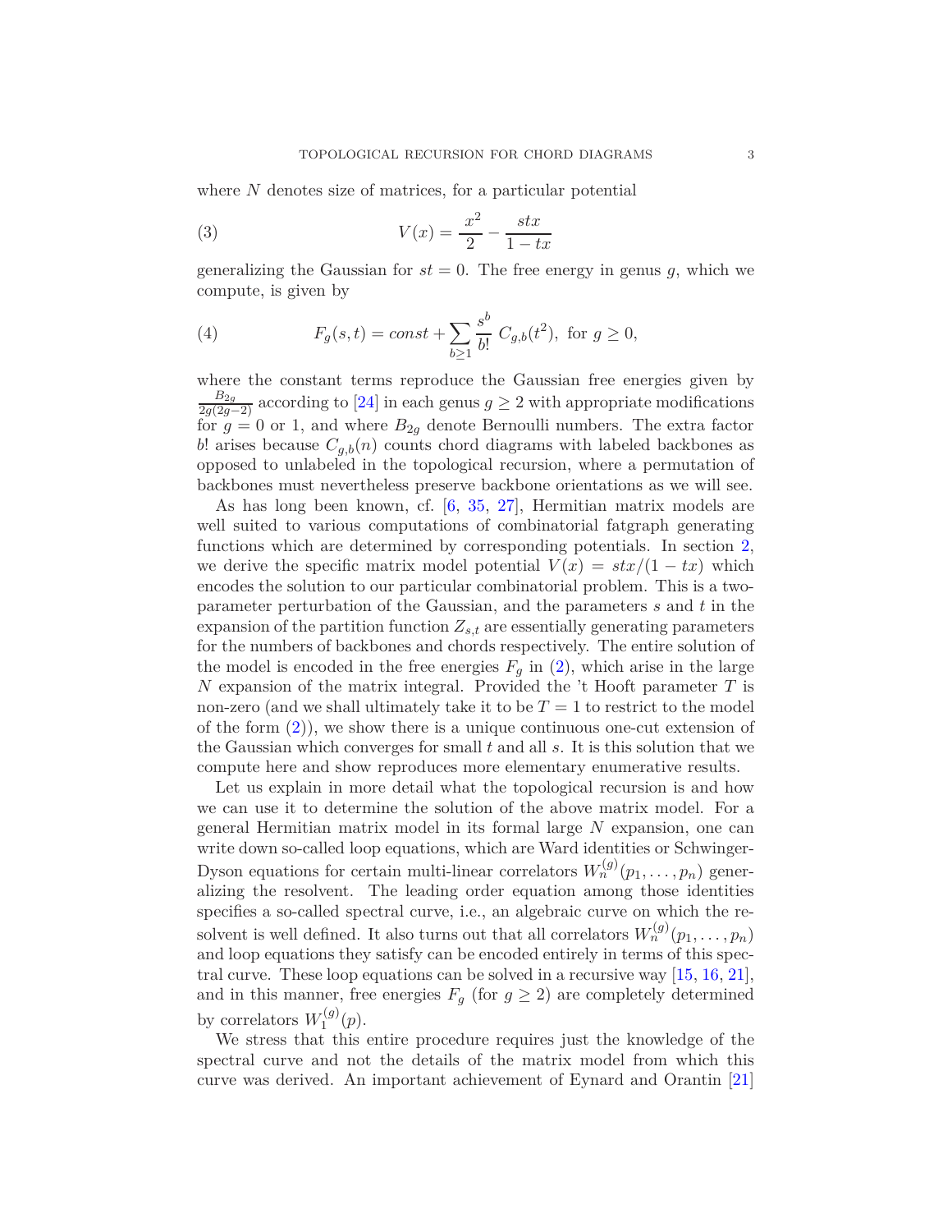where $N$ denotes size of matrices, for a particular potential

$$V(x) = \frac{x^2}{2} - \frac{stx}{1-tx} \tag{3}$$

generalizing the Gaussian for $st = 0$. The free energy in genus $g$, which we compute, is given by

$$F_g(s,t) = const + \sum_{b\geq 1} \frac{s^b}{b!}\, C_{g,b}(t^2), \text{ for } g \geq 0, \tag{4}$$

where the constant terms reproduce the Gaussian free energies given by $\frac{B_{2g}}{2g(2g-2)}$ according to [24] in each genus $g \geq 2$ with appropriate modifications for $g = 0$ or 1, and where $B_{2g}$ denote Bernoulli numbers. The extra factor $b!$ arises because $C_{g,b}(n)$ counts chord diagrams with labeled backbones as opposed to unlabeled in the topological recursion, where a permutation of backbones must nevertheless preserve backbone orientations as we will see.

As has long been known, cf. [6, 35, 27], Hermitian matrix models are well suited to various computations of combinatorial fatgraph generating functions which are determined by corresponding potentials. In section 2, we derive the specific matrix model potential $V(x) = stx/(1-tx)$ which encodes the solution to our particular combinatorial problem. This is a two-parameter perturbation of the Gaussian, and the parameters $s$ and $t$ in the expansion of the partition function $Z_{s,t}$ are essentially generating parameters for the numbers of backbones and chords respectively. The entire solution of the model is encoded in the free energies $F_g$ in (2), which arise in the large $N$ expansion of the matrix integral. Provided the 't Hooft parameter $T$ is non-zero (and we shall ultimately take it to be $T = 1$ to restrict to the model of the form (2)), we show there is a unique continuous one-cut extension of the Gaussian which converges for small $t$ and all $s$. It is this solution that we compute here and show reproduces more elementary enumerative results.

Let us explain in more detail what the topological recursion is and how we can use it to determine the solution of the above matrix model. For a general Hermitian matrix model in its formal large $N$ expansion, one can write down so-called loop equations, which are Ward identities or Schwinger-Dyson equations for certain multi-linear correlators $W_n^{(g)}(p_1,\ldots,p_n)$ generalizing the resolvent. The leading order equation among those identities specifies a so-called spectral curve, i.e., an algebraic curve on which the resolvent is well defined. It also turns out that all correlators $W_n^{(g)}(p_1,\ldots,p_n)$ and loop equations they satisfy can be encoded entirely in terms of this spectral curve. These loop equations can be solved in a recursive way [15, 16, 21], and in this manner, free energies $F_g$ (for $g \geq 2$) are completely determined by correlators $W_1^{(g)}(p)$.

We stress that this entire procedure requires just the knowledge of the spectral curve and not the details of the matrix model from which this curve was derived. An important achievement of Eynard and Orantin [21]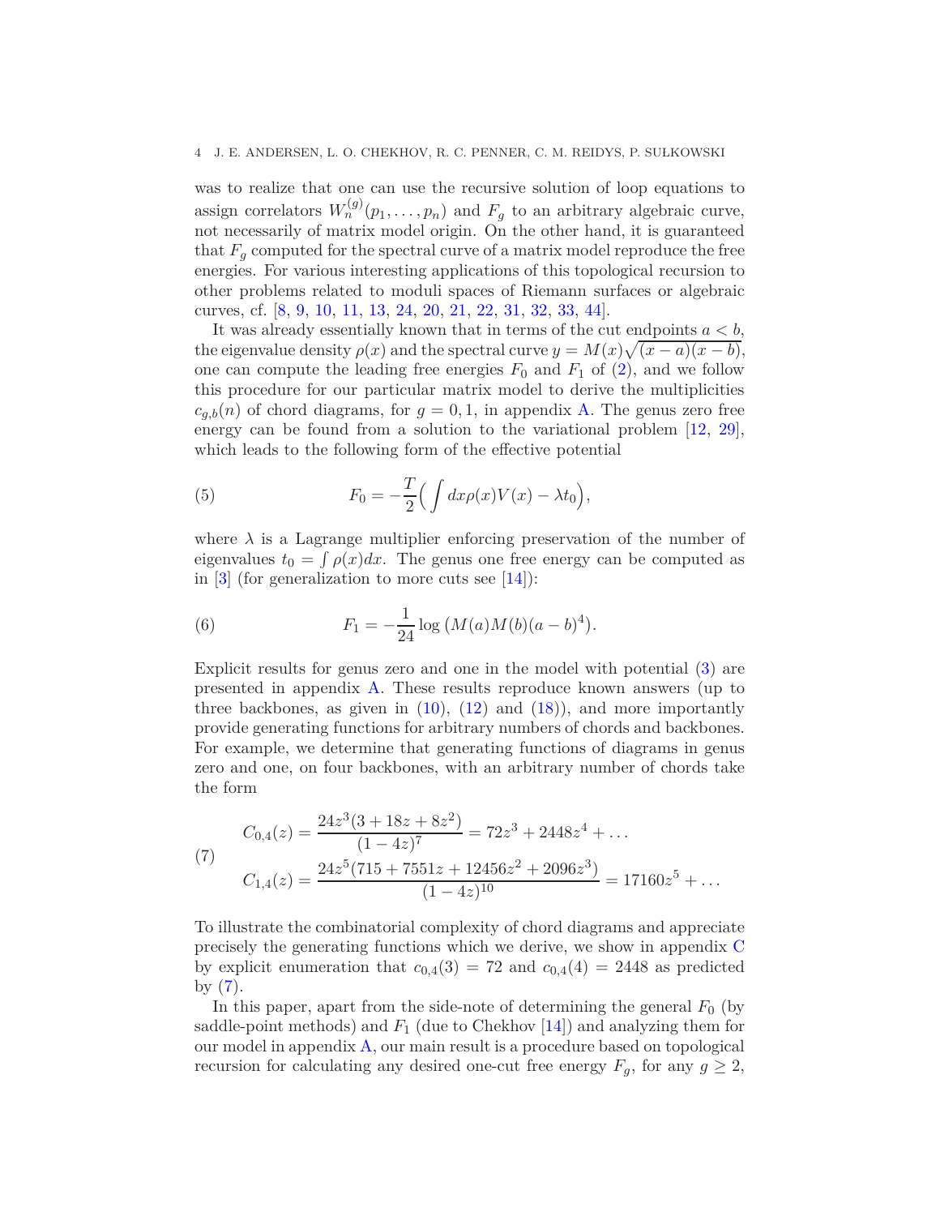was to realize that one can use the recursive solution of loop equations to assign correlators $W_n^{(g)}(p_1,\ldots,p_n)$ and $F_g$ to an arbitrary algebraic curve, not necessarily of matrix model origin. On the other hand, it is guaranteed that $F_g$ computed for the spectral curve of a matrix model reproduce the free energies. For various interesting applications of this topological recursion to other problems related to moduli spaces of Riemann surfaces or algebraic curves, cf. [8, 9, 10, 11, 13, 24, 20, 21, 22, 31, 32, 33, 44].

It was already essentially known that in terms of the cut endpoints $a<b$, the eigenvalue density $\rho(x)$ and the spectral curve $y = M(x)\sqrt{(x-a)(x-b)}$, one can compute the leading free energies $F_0$ and $F_1$ of (2), and we follow this procedure for our particular matrix model to derive the multiplicities $c_{g,b}(n)$ of chord diagrams, for $g=0,1$, in appendix A. The genus zero free energy can be found from a solution to the variational problem [12, 29], which leads to the following form of the effective potential

$$F_0 = -\frac{T}{2}\Big(\int dx\rho(x)V(x) - \lambda t_0\Big), \tag{5}$$

where $\lambda$ is a Lagrange multiplier enforcing preservation of the number of eigenvalues $t_0 = \int \rho(x)dx$. The genus one free energy can be computed as in [3] (for generalization to more cuts see [14]):

$$F_1 = -\frac{1}{24}\log\big(M(a)M(b)(a-b)^4\big). \tag{6}$$

Explicit results for genus zero and one in the model with potential (3) are presented in appendix A. These results reproduce known answers (up to three backbones, as given in (10), (12) and (18)), and more importantly provide generating functions for arbitrary numbers of chords and backbones. For example, we determine that generating functions of diagrams in genus zero and one, on four backbones, with an arbitrary number of chords take the form

$$\begin{aligned} C_{0,4}(z) &= \frac{24z^3(3+18z+8z^2)}{(1-4z)^7} = 72z^3 + 2448z^4 + \ldots \\ C_{1,4}(z) &= \frac{24z^5(715+7551z+12456z^2+2096z^3)}{(1-4z)^{10}} = 17160z^5 + \ldots \end{aligned} \tag{7}$$

To illustrate the combinatorial complexity of chord diagrams and appreciate precisely the generating functions which we derive, we show in appendix C by explicit enumeration that $c_{0,4}(3) = 72$ and $c_{0,4}(4) = 2448$ as predicted by (7).

In this paper, apart from the side-note of determining the general $F_0$ (by saddle-point methods) and $F_1$ (due to Chekhov [14]) and analyzing them for our model in appendix A, our main result is a procedure based on topological recursion for calculating any desired one-cut free energy $F_g$, for any $g \geq 2$,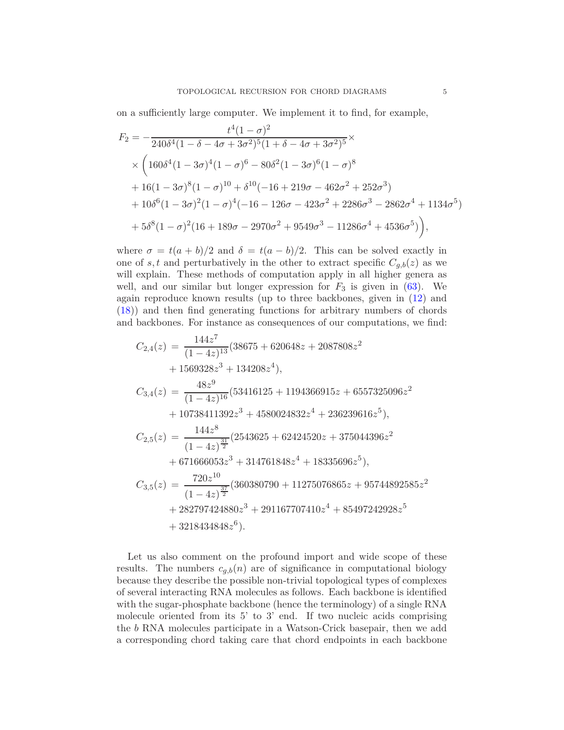on a sufficiently large computer. We implement it to find, for example,

$$
\begin{aligned}
F_2 = & -\frac{t^4(1-\sigma)^2}{240\delta^4(1-\delta-4\sigma+3\sigma^2)^5(1+\delta-4\sigma+3\sigma^2)^5}\times \\
& \times\Big(160\delta^4(1-3\sigma)^4(1-\sigma)^6 - 80\delta^2(1-3\sigma)^6(1-\sigma)^8 \\
& + 16(1-3\sigma)^8(1-\sigma)^{10} + \delta^{10}(-16+219\sigma-462\sigma^2+252\sigma^3) \\
& + 10\delta^6(1-3\sigma)^2(1-\sigma)^4(-16-126\sigma-423\sigma^2+2286\sigma^3-2862\sigma^4+1134\sigma^5) \\
& + 5\delta^8(1-\sigma)^2(16+189\sigma-2970\sigma^2+9549\sigma^3-11286\sigma^4+4536\sigma^5)\Big),
\end{aligned}
$$

where $\sigma = t(a+b)/2$ and $\delta = t(a-b)/2$. This can be solved exactly in one of $s, t$ and perturbatively in the other to extract specific $C_{g,b}(z)$ as we will explain. These methods of computation apply in all higher genera as well, and our similar but longer expression for $F_3$ is given in (63). We again reproduce known results (up to three backbones, given in (12) and (18)) and then find generating functions for arbitrary numbers of chords and backbones. For instance as consequences of our computations, we find:

$$
\begin{aligned}
C_{2,4}(z) \;=\; & \frac{144z^7}{(1-4z)^{13}}(38675 + 620648z + 2087808z^2 \\
& + 1569328z^3 + 134208z^4), \\
C_{3,4}(z) \;=\; & \frac{48z^9}{(1-4z)^{16}}(53416125 + 1194366915z + 6557325096z^2 \\
& + 10738411392z^3 + 4580024832z^4 + 236239616z^5), \\
C_{2,5}(z) \;=\; & \frac{144z^8}{(1-4z)^{\frac{31}{2}}}(2543625 + 62424520z + 375044396z^2 \\
& + 671666053z^3 + 314761848z^4 + 18335696z^5), \\
C_{3,5}(z) \;=\; & \frac{720z^{10}}{(1-4z)^{\frac{37}{2}}}(360380790 + 11275076865z + 95744892585z^2 \\
& + 282797424880z^3 + 291167707410z^4 + 85497242928z^5 \\
& + 3218434848z^6).
\end{aligned}
$$

Let us also comment on the profound import and wide scope of these results. The numbers $c_{g,b}(n)$ are of significance in computational biology because they describe the possible non-trivial topological types of complexes of several interacting RNA molecules as follows. Each backbone is identified with the sugar-phosphate backbone (hence the terminology) of a single RNA molecule oriented from its 5' to 3' end. If two nucleic acids comprising the $b$ RNA molecules participate in a Watson-Crick basepair, then we add a corresponding chord taking care that chord endpoints in each backbone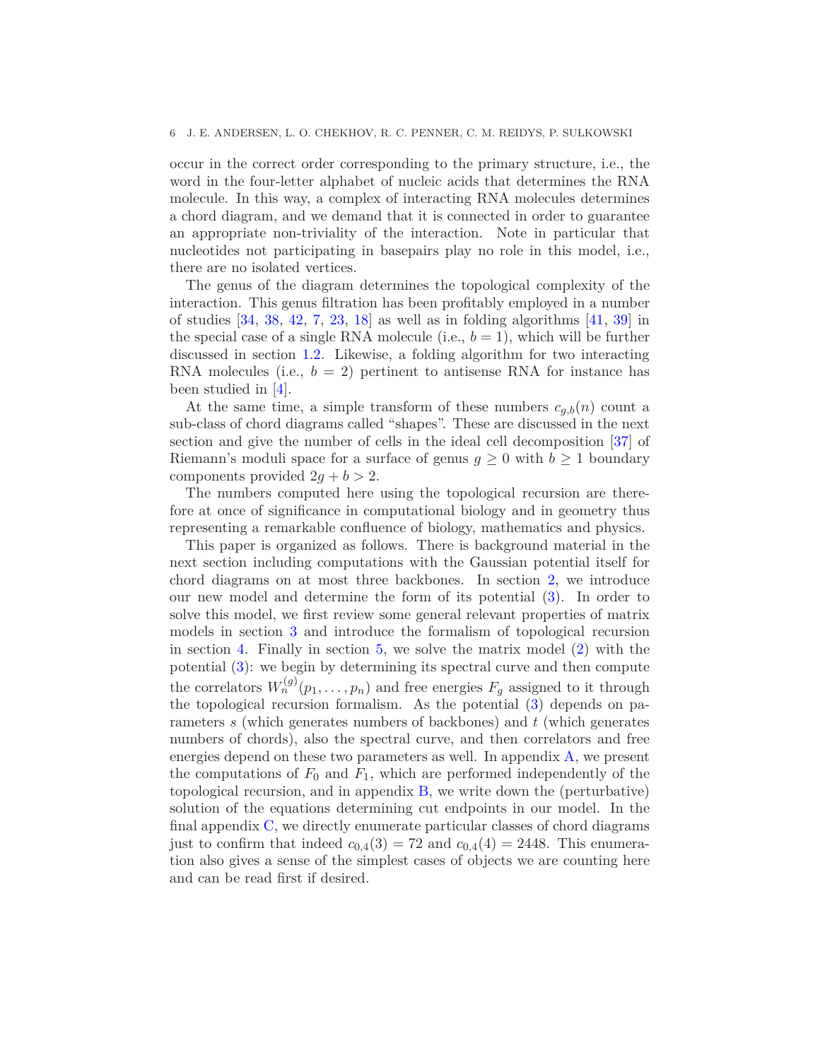occur in the correct order corresponding to the primary structure, i.e., the word in the four-letter alphabet of nucleic acids that determines the RNA molecule. In this way, a complex of interacting RNA molecules determines a chord diagram, and we demand that it is connected in order to guarantee an appropriate non-triviality of the interaction. Note in particular that nucleotides not participating in basepairs play no role in this model, i.e., there are no isolated vertices.

The genus of the diagram determines the topological complexity of the interaction. This genus filtration has been profitably employed in a number of studies [34, 38, 42, 7, 23, 18] as well as in folding algorithms [41, 39] in the special case of a single RNA molecule (i.e., $b = 1$), which will be further discussed in section 1.2. Likewise, a folding algorithm for two interacting RNA molecules (i.e., $b = 2$) pertinent to antisense RNA for instance has been studied in [4].

At the same time, a simple transform of these numbers $c_{g,b}(n)$ count a sub-class of chord diagrams called "shapes". These are discussed in the next section and give the number of cells in the ideal cell decomposition [37] of Riemann's moduli space for a surface of genus $g \geq 0$ with $b \geq 1$ boundary components provided $2g + b > 2$.

The numbers computed here using the topological recursion are therefore at once of significance in computational biology and in geometry thus representing a remarkable confluence of biology, mathematics and physics.

This paper is organized as follows. There is background material in the next section including computations with the Gaussian potential itself for chord diagrams on at most three backbones. In section 2, we introduce our new model and determine the form of its potential (3). In order to solve this model, we first review some general relevant properties of matrix models in section 3 and introduce the formalism of topological recursion in section 4. Finally in section 5, we solve the matrix model (2) with the potential (3): we begin by determining its spectral curve and then compute the correlators $W_n^{(g)}(p_1, \ldots, p_n)$ and free energies $F_g$ assigned to it through the topological recursion formalism. As the potential (3) depends on parameters $s$ (which generates numbers of backbones) and $t$ (which generates numbers of chords), also the spectral curve, and then correlators and free energies depend on these two parameters as well. In appendix A, we present the computations of $F_0$ and $F_1$, which are performed independently of the topological recursion, and in appendix B, we write down the (perturbative) solution of the equations determining cut endpoints in our model. In the final appendix C, we directly enumerate particular classes of chord diagrams just to confirm that indeed $c_{0,4}(3) = 72$ and $c_{0,4}(4) = 2448$. This enumeration also gives a sense of the simplest cases of objects we are counting here and can be read first if desired.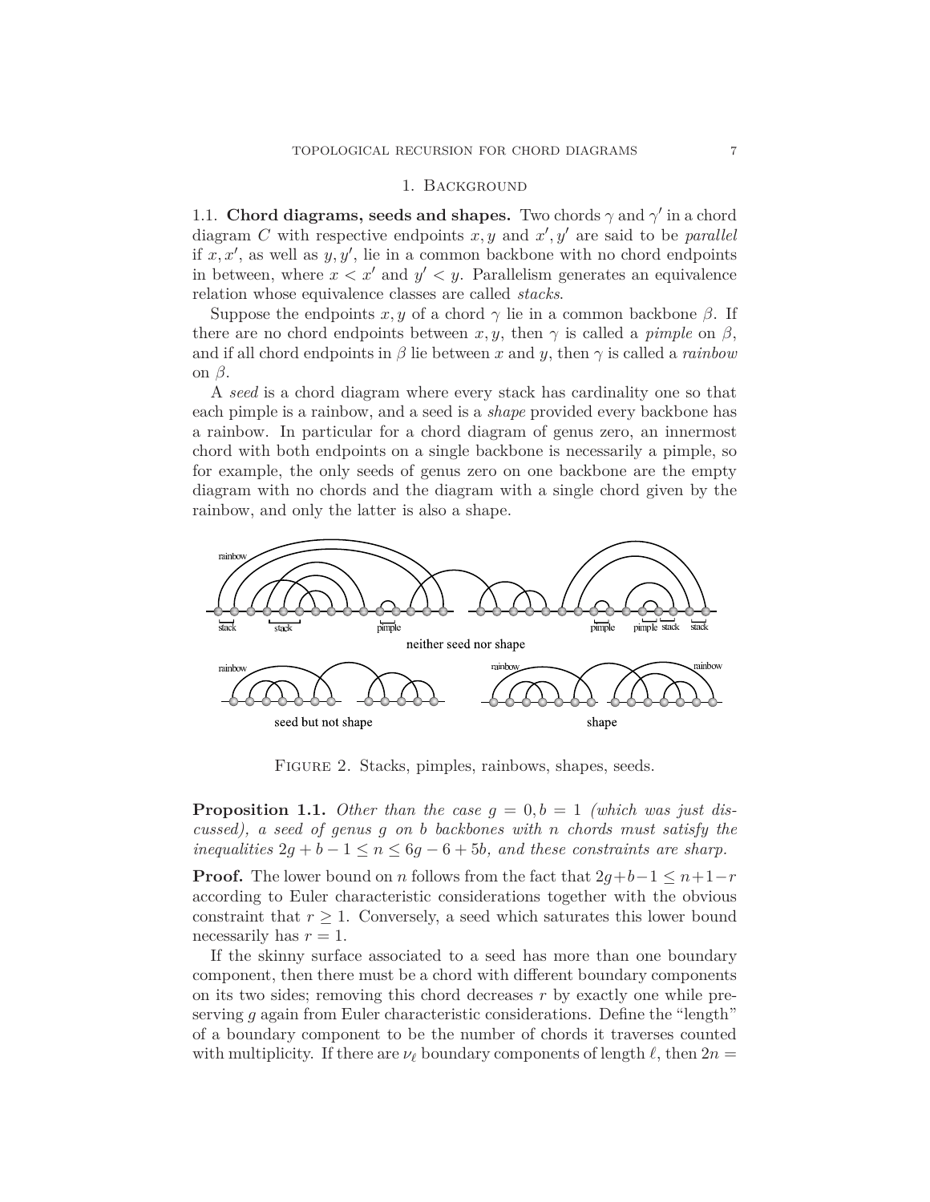## 1. Background

### 1.1. Chord diagrams, seeds and shapes.

Two chords $\gamma$ and $\gamma'$ in a chord diagram $C$ with respective endpoints $x, y$ and $x', y'$ are said to be *parallel* if $x, x'$, as well as $y, y'$, lie in a common backbone with no chord endpoints in between, where $x < x'$ and $y' < y$. Parallelism generates an equivalence relation whose equivalence classes are called *stacks*.

Suppose the endpoints $x, y$ of a chord $\gamma$ lie in a common backbone $\beta$. If there are no chord endpoints between $x, y$, then $\gamma$ is called a *pimple* on $\beta$, and if all chord endpoints in $\beta$ lie between $x$ and $y$, then $\gamma$ is called a *rainbow* on $\beta$.

A *seed* is a chord diagram where every stack has cardinality one so that each pimple is a rainbow, and a seed is a *shape* provided every backbone has a rainbow. In particular for a chord diagram of genus zero, an innermost chord with both endpoints on a single backbone is necessarily a pimple, so for example, the only seeds of genus zero on one backbone are the empty diagram with no chords and the diagram with a single chord given by the rainbow, and only the latter is also a shape.

Figure 2. Stacks, pimples, rainbows, shapes, seeds.

**Proposition 1.1.** *Other than the case $g = 0, b = 1$ (which was just discussed), a seed of genus $g$ on $b$ backbones with $n$ chords must satisfy the inequalities $2g + b - 1 \leq n \leq 6g - 6 + 5b$, and these constraints are sharp.*

**Proof.** The lower bound on $n$ follows from the fact that $2g+b-1 \leq n+1-r$ according to Euler characteristic considerations together with the obvious constraint that $r \geq 1$. Conversely, a seed which saturates this lower bound necessarily has $r = 1$.

If the skinny surface associated to a seed has more than one boundary component, then there must be a chord with different boundary components on its two sides; removing this chord decreases $r$ by exactly one while preserving $g$ again from Euler characteristic considerations. Define the "length" of a boundary component to be the number of chords it traverses counted with multiplicity. If there are $\nu_\ell$ boundary components of length $\ell$, then $2n =$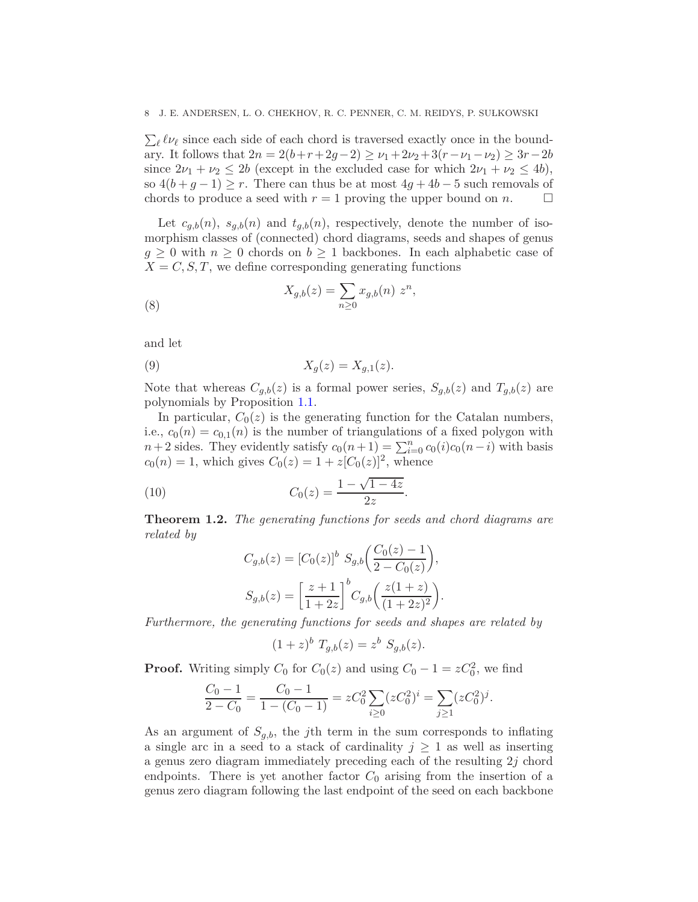$\sum_\ell \ell\nu_\ell$ since each side of each chord is traversed exactly once in the boundary. It follows that $2n = 2(b+r+2g-2) \geq \nu_1 + 2\nu_2 + 3(r-\nu_1-\nu_2) \geq 3r - 2b$ since $2\nu_1 + \nu_2 \leq 2b$ (except in the excluded case for which $2\nu_1 + \nu_2 \leq 4b$), so $4(b+g-1) \geq r$. There can thus be at most $4g+4b-5$ such removals of chords to produce a seed with $r=1$ proving the upper bound on $n$. $\square$

Let $c_{g,b}(n)$, $s_{g,b}(n)$ and $t_{g,b}(n)$, respectively, denote the number of isomorphism classes of (connected) chord diagrams, seeds and shapes of genus $g \geq 0$ with $n \geq 0$ chords on $b \geq 1$ backbones. In each alphabetic case of $X = C, S, T$, we define corresponding generating functions

$$X_{g,b}(z) = \sum_{n\geq 0} x_{g,b}(n)\ z^n, \tag{8}$$

and let

$$X_g(z) = X_{g,1}(z). \tag{9}$$

Note that whereas $C_{g,b}(z)$ is a formal power series, $S_{g,b}(z)$ and $T_{g,b}(z)$ are polynomials by Proposition 1.1.

In particular, $C_0(z)$ is the generating function for the Catalan numbers, i.e., $c_0(n) = c_{0,1}(n)$ is the number of triangulations of a fixed polygon with $n+2$ sides. They evidently satisfy $c_0(n+1) = \sum_{i=0}^n c_0(i)c_0(n-i)$ with basis $c_0(n) = 1$, which gives $C_0(z) = 1 + z[C_0(z)]^2$, whence

$$C_0(z) = \frac{1-\sqrt{1-4z}}{2z}. \tag{10}$$

**Theorem 1.2.** *The generating functions for seeds and chord diagrams are related by*

$$C_{g,b}(z) = [C_0(z)]^b\ S_{g,b}\left(\frac{C_0(z)-1}{2-C_0(z)}\right),$$

$$S_{g,b}(z) = \left[\frac{z+1}{1+2z}\right]^b C_{g,b}\left(\frac{z(1+z)}{(1+2z)^2}\right).$$

*Furthermore, the generating functions for seeds and shapes are related by*

$$(1+z)^b\ T_{g,b}(z) = z^b\ S_{g,b}(z).$$

**Proof.** Writing simply $C_0$ for $C_0(z)$ and using $C_0 - 1 = zC_0^2$, we find

$$\frac{C_0-1}{2-C_0} = \frac{C_0-1}{1-(C_0-1)} = zC_0^2 \sum_{i\geq 0}(zC_0^2)^i = \sum_{j\geq 1}(zC_0^2)^j.$$

As an argument of $S_{g,b}$, the $j$th term in the sum corresponds to inflating a single arc in a seed to a stack of cardinality $j \geq 1$ as well as inserting a genus zero diagram immediately preceding each of the resulting $2j$ chord endpoints. There is yet another factor $C_0$ arising from the insertion of a genus zero diagram following the last endpoint of the seed on each backbone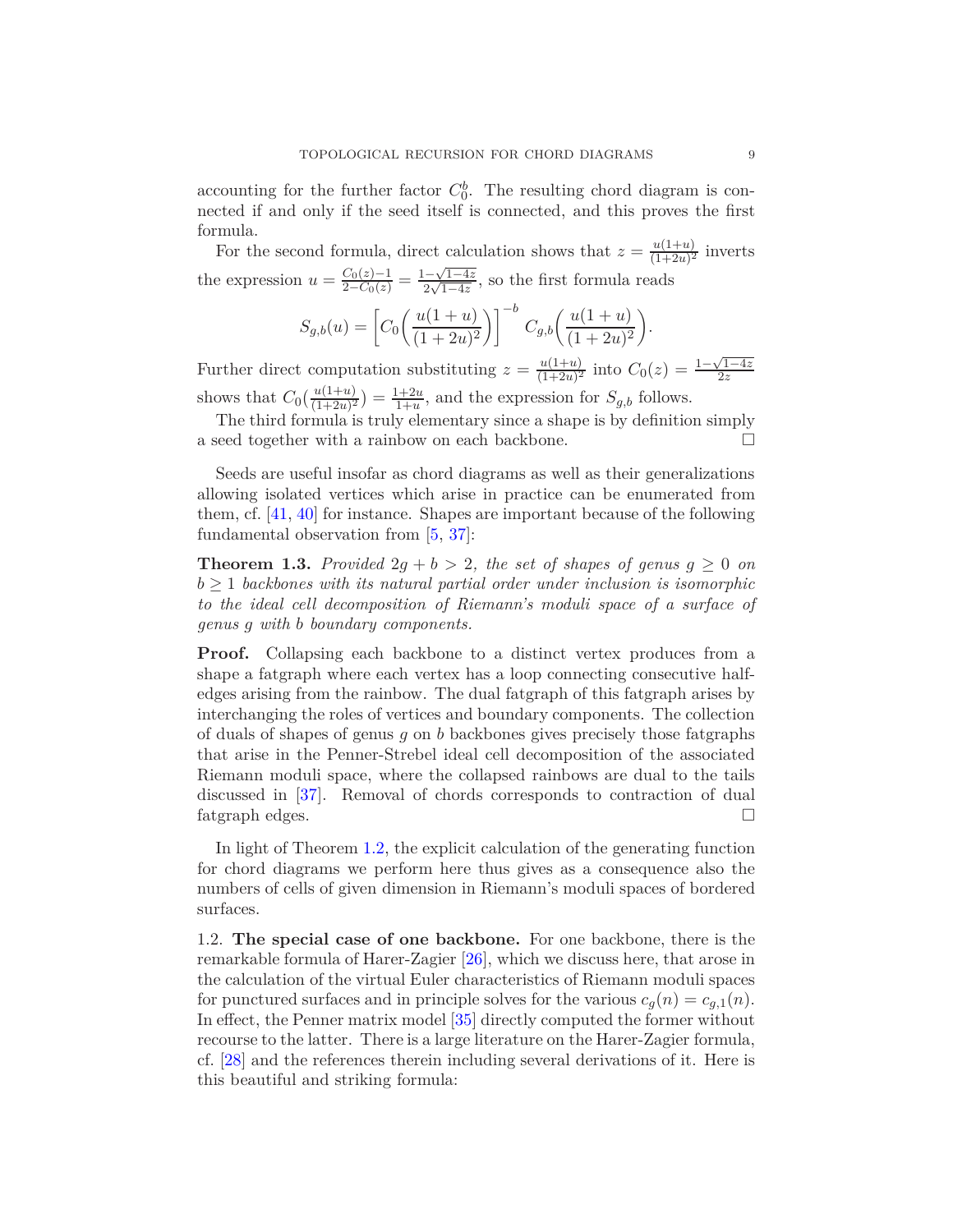accounting for the further factor $C_0^b$. The resulting chord diagram is connected if and only if the seed itself is connected, and this proves the first formula.

For the second formula, direct calculation shows that $z = \frac{u(1+u)}{(1+2u)^2}$ inverts the expression $u = \frac{C_0(z)-1}{2-C_0(z)} = \frac{1-\sqrt{1-4z}}{2\sqrt{1-4z}}$, so the first formula reads

$$S_{g,b}(u) = \left[C_0\left(\frac{u(1+u)}{(1+2u)^2}\right)\right]^{-b} C_{g,b}\left(\frac{u(1+u)}{(1+2u)^2}\right).$$

Further direct computation substituting $z = \frac{u(1+u)}{(1+2u)^2}$ into $C_0(z) = \frac{1-\sqrt{1-4z}}{2z}$ shows that $C_0(\frac{u(1+u)}{(1+2u)^2}) = \frac{1+2u}{1+u}$, and the expression for $S_{g,b}$ follows.

The third formula is truly elementary since a shape is by definition simply a seed together with a rainbow on each backbone. □

Seeds are useful insofar as chord diagrams as well as their generalizations allowing isolated vertices which arise in practice can be enumerated from them, cf. [41, 40] for instance. Shapes are important because of the following fundamental observation from [5, 37]:

**Theorem 1.3.** *Provided $2g + b > 2$, the set of shapes of genus $g \geq 0$ on $b \geq 1$ backbones with its natural partial order under inclusion is isomorphic to the ideal cell decomposition of Riemann's moduli space of a surface of genus $g$ with $b$ boundary components.*

**Proof.** Collapsing each backbone to a distinct vertex produces from a shape a fatgraph where each vertex has a loop connecting consecutive half-edges arising from the rainbow. The dual fatgraph of this fatgraph arises by interchanging the roles of vertices and boundary components. The collection of duals of shapes of genus $g$ on $b$ backbones gives precisely those fatgraphs that arise in the Penner-Strebel ideal cell decomposition of the associated Riemann moduli space, where the collapsed rainbows are dual to the tails discussed in [37]. Removal of chords corresponds to contraction of dual fatgraph edges. □

In light of Theorem 1.2, the explicit calculation of the generating function for chord diagrams we perform here thus gives as a consequence also the numbers of cells of given dimension in Riemann's moduli spaces of bordered surfaces.

1.2. **The special case of one backbone.** For one backbone, there is the remarkable formula of Harer-Zagier [26], which we discuss here, that arose in the calculation of the virtual Euler characteristics of Riemann moduli spaces for punctured surfaces and in principle solves for the various $c_g(n) = c_{g,1}(n)$. In effect, the Penner matrix model [35] directly computed the former without recourse to the latter. There is a large literature on the Harer-Zagier formula, cf. [28] and the references therein including several derivations of it. Here is this beautiful and striking formula: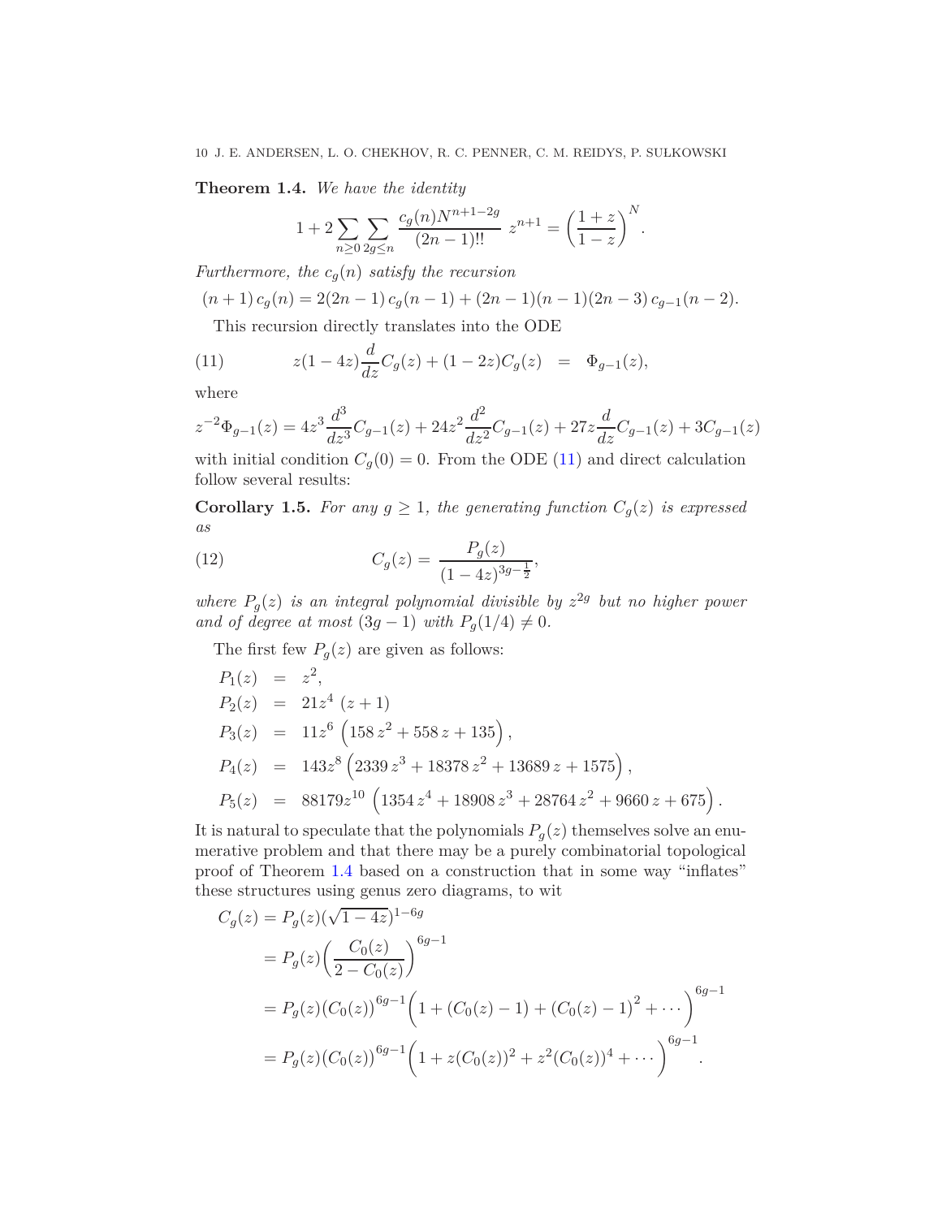**Theorem 1.4.** *We have the identity*

$$1+2\sum_{n\geq 0}\sum_{2g\leq n}\frac{c_g(n)N^{n+1-2g}}{(2n-1)!!}\;z^{n+1}=\left(\frac{1+z}{1-z}\right)^N.$$

*Furthermore, the $c_g(n)$ satisfy the recursion*

$$(n+1)\,c_g(n)=2(2n-1)\,c_g(n-1)+(2n-1)(n-1)(2n-3)\,c_{g-1}(n-2).$$

This recursion directly translates into the ODE

$$z(1-4z)\frac{d}{dz}C_g(z)+(1-2z)C_g(z)\;\;=\;\;\Phi_{g-1}(z), \tag{11}$$

where

$$z^{-2}\Phi_{g-1}(z)=4z^3\frac{d^3}{dz^3}C_{g-1}(z)+24z^2\frac{d^2}{dz^2}C_{g-1}(z)+27z\frac{d}{dz}C_{g-1}(z)+3C_{g-1}(z)$$

with initial condition $C_g(0)=0$. From the ODE (11) and direct calculation follow several results:

**Corollary 1.5.** *For any $g\geq 1$, the generating function $C_g(z)$ is expressed as*

$$C_g(z)=\frac{P_g(z)}{(1-4z)^{3g-\frac{1}{2}}}, \tag{12}$$

*where $P_g(z)$ is an integral polynomial divisible by $z^{2g}$ but no higher power and of degree at most $(3g-1)$ with $P_g(1/4)\neq 0$.*

The first few $P_g(z)$ are given as follows:

$$\begin{aligned}
P_1(z) &= z^2,\\
P_2(z) &= 21z^4\,(z+1)\\
P_3(z) &= 11z^6\left(158\,z^2+558\,z+135\right),\\
P_4(z) &= 143z^8\left(2339\,z^3+18378\,z^2+13689\,z+1575\right),\\
P_5(z) &= 88179z^{10}\left(1354\,z^4+18908\,z^3+28764\,z^2+9660\,z+675\right).
\end{aligned}$$

It is natural to speculate that the polynomials $P_g(z)$ themselves solve an enumerative problem and that there may be a purely combinatorial topological proof of Theorem 1.4 based on a construction that in some way "inflates" these structures using genus zero diagrams, to wit

$$\begin{aligned}
C_g(z) &= P_g(z)(\sqrt{1-4z})^{1-6g}\\
&= P_g(z)\left(\frac{C_0(z)}{2-C_0(z)}\right)^{6g-1}\\
&= P_g(z)\big(C_0(z)\big)^{6g-1}\Big(1+(C_0(z)-1)+(C_0(z)-1)^2+\cdots\Big)^{6g-1}\\
&= P_g(z)\big(C_0(z)\big)^{6g-1}\Big(1+z(C_0(z))^2+z^2(C_0(z))^4+\cdots\Big)^{6g-1}.
\end{aligned}$$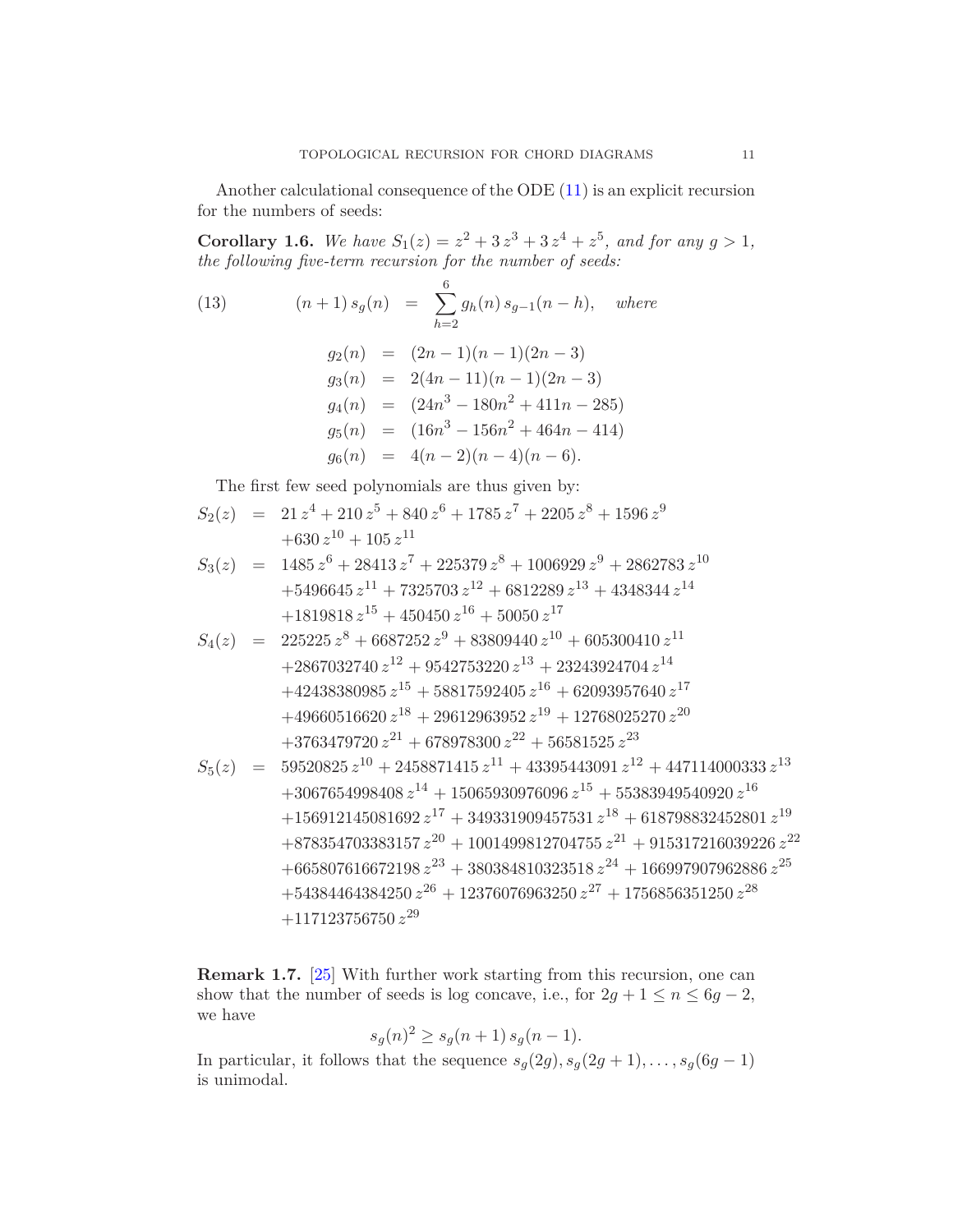Another calculational consequence of the ODE (11) is an explicit recursion for the numbers of seeds:

**Corollary 1.6.** *We have $S_1(z) = z^2 + 3\,z^3 + 3\,z^4 + z^5$, and for any $g > 1$, the following five-term recursion for the number of seeds:*

$$(n+1)\,s_g(n) \;=\; \sum_{h=2}^{6} g_h(n)\,s_{g-1}(n-h), \quad \textit{where} \tag{13}$$

$$\begin{aligned}
g_2(n) &= (2n-1)(n-1)(2n-3)\\
g_3(n) &= 2(4n-11)(n-1)(2n-3)\\
g_4(n) &= (24n^3-180n^2+411n-285)\\
g_5(n) &= (16n^3-156n^2+464n-414)\\
g_6(n) &= 4(n-2)(n-4)(n-6).
\end{aligned}$$

The first few seed polynomials are thus given by:

$$\begin{aligned}
S_2(z) &= 21\,z^4+210\,z^5+840\,z^6+1785\,z^7+2205\,z^8+1596\,z^9\\
&\quad +630\,z^{10}+105\,z^{11}\\
S_3(z) &= 1485\,z^6+28413\,z^7+225379\,z^8+1006929\,z^9+2862783\,z^{10}\\
&\quad +5496645\,z^{11}+7325703\,z^{12}+6812289\,z^{13}+4348344\,z^{14}\\
&\quad +1819818\,z^{15}+450450\,z^{16}+50050\,z^{17}\\
S_4(z) &= 225225\,z^8+6687252\,z^9+83809440\,z^{10}+605300410\,z^{11}\\
&\quad +2867032740\,z^{12}+9542753220\,z^{13}+23243924704\,z^{14}\\
&\quad +42438380985\,z^{15}+58817592405\,z^{16}+62093957640\,z^{17}\\
&\quad +49660516620\,z^{18}+29612963952\,z^{19}+12768025270\,z^{20}\\
&\quad +3763479720\,z^{21}+678978300\,z^{22}+56581525\,z^{23}\\
S_5(z) &= 59520825\,z^{10}+2458871415\,z^{11}+43395443091\,z^{12}+447114000333\,z^{13}\\
&\quad +3067654998408\,z^{14}+15065930976096\,z^{15}+55383949540920\,z^{16}\\
&\quad +156912145081692\,z^{17}+349331909457531\,z^{18}+618798832452801\,z^{19}\\
&\quad +878354703383157\,z^{20}+1001499812704755\,z^{21}+915317216039226\,z^{22}\\
&\quad +665807616672198\,z^{23}+380384810323518\,z^{24}+166997907962886\,z^{25}\\
&\quad +54384464384250\,z^{26}+12376076963250\,z^{27}+1756856351250\,z^{28}\\
&\quad +117123756750\,z^{29}
\end{aligned}$$

**Remark 1.7.** [25] With further work starting from this recursion, one can show that the number of seeds is log concave, i.e., for $2g+1 \le n \le 6g-2$, we have

$$s_g(n)^2 \ge s_g(n+1)\,s_g(n-1).$$

In particular, it follows that the sequence $s_g(2g), s_g(2g+1), \ldots, s_g(6g-1)$ is unimodal.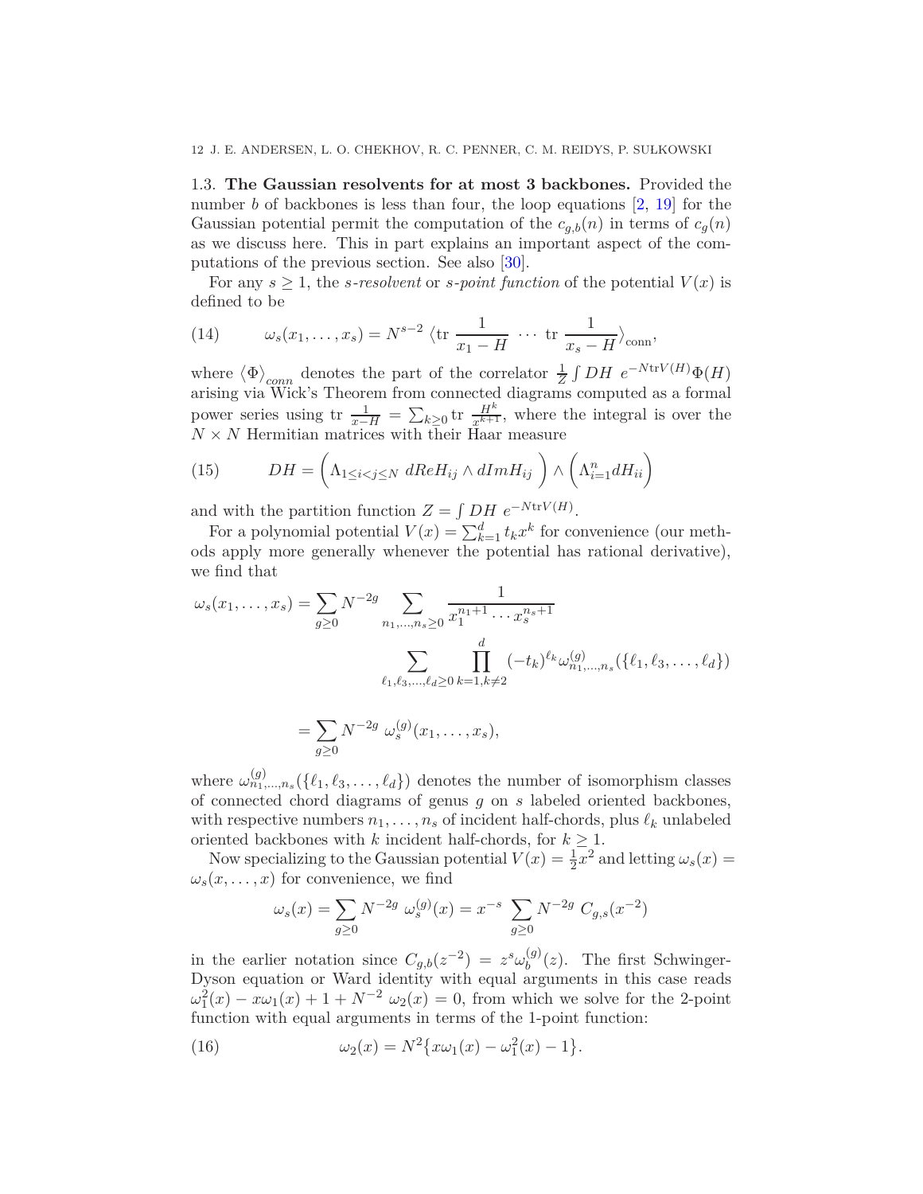### 1.3. The Gaussian resolvents for at most 3 backbones.

Provided the number $b$ of backbones is less than four, the loop equations [2, 19] for the Gaussian potential permit the computation of the $c_{g,b}(n)$ in terms of $c_g(n)$ as we discuss here. This in part explains an important aspect of the computations of the previous section. See also [30].

For any $s \geq 1$, the *s-resolvent* or *s-point function* of the potential $V(x)$ is defined to be

$$\omega_s(x_1, \dots, x_s) = N^{s-2} \left\langle \mathrm{tr}\ \frac{1}{x_1 - H}\ \cdots\ \mathrm{tr}\ \frac{1}{x_s - H} \right\rangle_{\mathrm{conn}}, \tag{14}$$

where $\langle \Phi \rangle_{conn}$ denotes the part of the correlator $\frac{1}{Z}\int DH\ e^{-N\mathrm{tr}V(H)}\Phi(H)$ arising via Wick's Theorem from connected diagrams computed as a formal power series using $\mathrm{tr}\ \frac{1}{x-H} = \sum_{k\geq 0} \mathrm{tr}\ \frac{H^k}{x^{k+1}}$, where the integral is over the $N \times N$ Hermitian matrices with their Haar measure

$$DH = \left( \Lambda_{1\leq i<j\leq N}\ dReH_{ij} \wedge dImH_{ij} \right) \wedge \left( \Lambda_{i=1}^{n} dH_{ii} \right) \tag{15}$$

and with the partition function $Z = \int DH\ e^{-N\mathrm{tr}V(H)}$.

For a polynomial potential $V(x) = \sum_{k=1}^{d} t_k x^k$ for convenience (our methods apply more generally whenever the potential has rational derivative), we find that

$$\omega_s(x_1, \dots, x_s) = \sum_{g\geq 0} N^{-2g} \sum_{n_1,\dots,n_s\geq 0} \frac{1}{x_1^{n_1+1}\cdots x_s^{n_s+1}} \sum_{\ell_1,\ell_3,\dots,\ell_d\geq 0} \prod_{k=1,k\neq 2}^{d} (-t_k)^{\ell_k} \omega^{(g)}_{n_1,\dots,n_s}(\{\ell_1,\ell_3,\dots,\ell_d\})$$

$$= \sum_{g\geq 0} N^{-2g}\ \omega_s^{(g)}(x_1, \dots, x_s),$$

where $\omega^{(g)}_{n_1,\dots,n_s}(\{\ell_1,\ell_3,\dots,\ell_d\})$ denotes the number of isomorphism classes of connected chord diagrams of genus $g$ on $s$ labeled oriented backbones, with respective numbers $n_1, \dots, n_s$ of incident half-chords, plus $\ell_k$ unlabeled oriented backbones with $k$ incident half-chords, for $k \geq 1$.

Now specializing to the Gaussian potential $V(x) = \frac{1}{2}x^2$ and letting $\omega_s(x) = \omega_s(x, \dots, x)$ for convenience, we find

$$\omega_s(x) = \sum_{g\geq 0} N^{-2g}\ \omega_s^{(g)}(x) = x^{-s} \sum_{g\geq 0} N^{-2g}\ C_{g,s}(x^{-2})$$

in the earlier notation since $C_{g,b}(z^{-2}) = z^s \omega_b^{(g)}(z)$. The first Schwinger-Dyson equation or Ward identity with equal arguments in this case reads $\omega_1^2(x) - x\omega_1(x) + 1 + N^{-2}\ \omega_2(x) = 0$, from which we solve for the 2-point function with equal arguments in terms of the 1-point function:

$$\omega_2(x) = N^2\{x\omega_1(x) - \omega_1^2(x) - 1\}. \tag{16}$$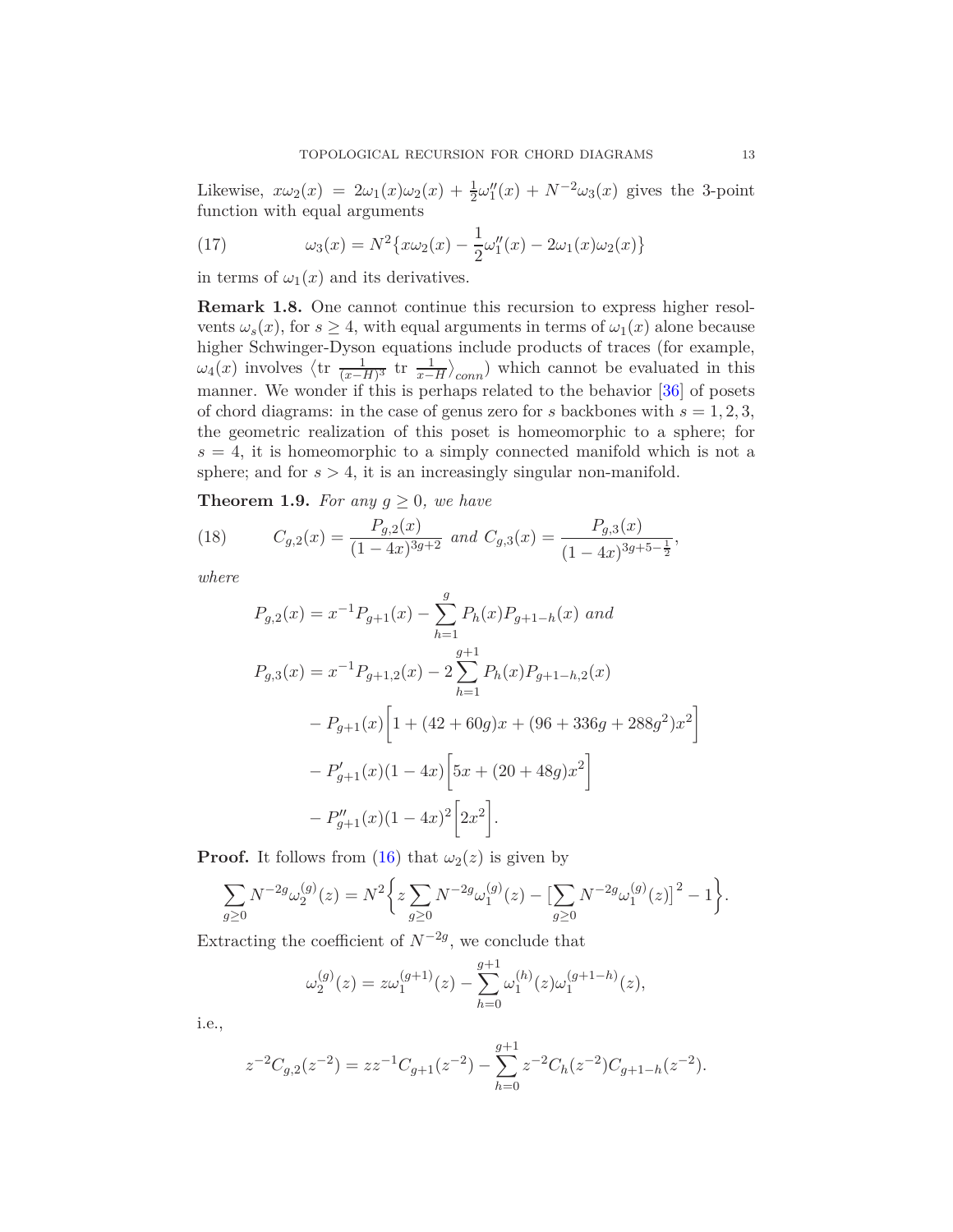Likewise, $x\omega_2(x) = 2\omega_1(x)\omega_2(x) + \frac{1}{2}\omega_1''(x) + N^{-2}\omega_3(x)$ gives the 3-point function with equal arguments

$$\omega_3(x) = N^2\{x\omega_2(x) - \frac{1}{2}\omega_1''(x) - 2\omega_1(x)\omega_2(x)\} \tag{17}$$

in terms of $\omega_1(x)$ and its derivatives.

**Remark 1.8.** One cannot continue this recursion to express higher resolvents $\omega_s(x)$, for $s \geq 4$, with equal arguments in terms of $\omega_1(x)$ alone because higher Schwinger-Dyson equations include products of traces (for example, $\omega_4(x)$ involves $\langle \text{tr } \frac{1}{(x-H)^3} \text{ tr } \frac{1}{x-H}\rangle_{conn}$) which cannot be evaluated in this manner. We wonder if this is perhaps related to the behavior [36] of posets of chord diagrams: in the case of genus zero for $s$ backbones with $s = 1, 2, 3$, the geometric realization of this poset is homeomorphic to a sphere; for $s = 4$, it is homeomorphic to a simply connected manifold which is not a sphere; and for $s > 4$, it is an increasingly singular non-manifold.

**Theorem 1.9.** *For any $g \geq 0$, we have*

$$C_{g,2}(x) = \frac{P_{g,2}(x)}{(1-4x)^{3g+2}} \text{ and } C_{g,3}(x) = \frac{P_{g,3}(x)}{(1-4x)^{3g+5-\frac{1}{2}}}, \tag{18}$$

*where*

$$P_{g,2}(x) = x^{-1}P_{g+1}(x) - \sum_{h=1}^{g} P_h(x)P_{g+1-h}(x) \text{ and}$$

$$\begin{aligned}
P_{g,3}(x) &= x^{-1}P_{g+1,2}(x) - 2\sum_{h=1}^{g+1} P_h(x)P_{g+1-h,2}(x) \\
&\quad - P_{g+1}(x)\Big[1 + (42+60g)x + (96+336g+288g^2)x^2\Big] \\
&\quad - P'_{g+1}(x)(1-4x)\Big[5x + (20+48g)x^2\Big] \\
&\quad - P''_{g+1}(x)(1-4x)^2\Big[2x^2\Big].
\end{aligned}$$

**Proof.** It follows from (16) that $\omega_2(z)$ is given by

$$\sum_{g\geq 0} N^{-2g}\omega_2^{(g)}(z) = N^2\Big\{z\sum_{g\geq 0} N^{-2g}\omega_1^{(g)}(z) - \big[\sum_{g\geq 0} N^{-2g}\omega_1^{(g)}(z)\big]^2 - 1\Big\}.$$

Extracting the coefficient of $N^{-2g}$, we conclude that

$$\omega_2^{(g)}(z) = z\omega_1^{(g+1)}(z) - \sum_{h=0}^{g+1}\omega_1^{(h)}(z)\omega_1^{(g+1-h)}(z),$$

i.e.,

$$z^{-2}C_{g,2}(z^{-2}) = zz^{-1}C_{g+1}(z^{-2}) - \sum_{h=0}^{g+1} z^{-2}C_h(z^{-2})C_{g+1-h}(z^{-2}).$$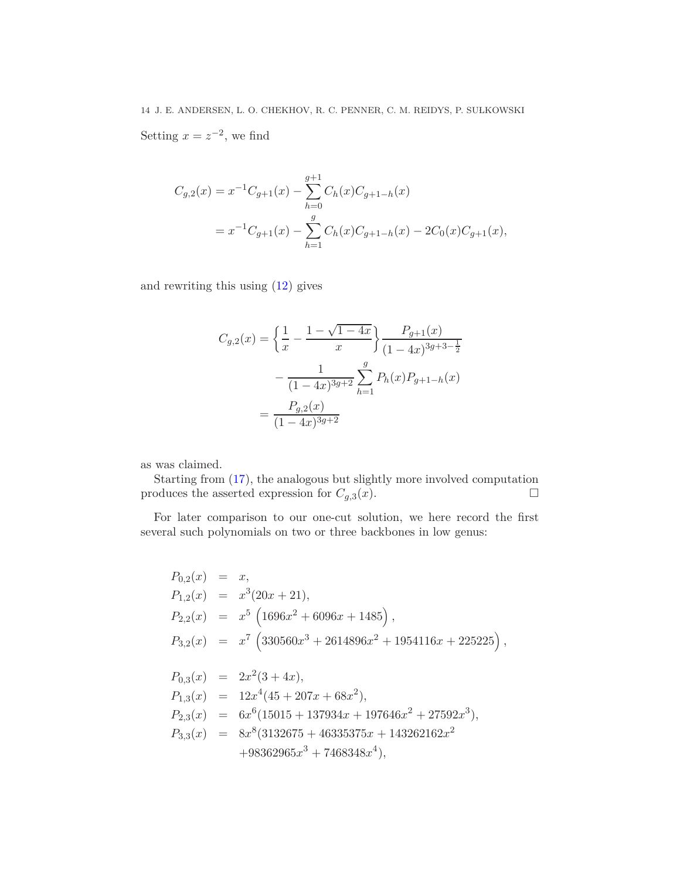Setting $x = z^{-2}$, we find

$$
\begin{aligned}
C_{g,2}(x) &= x^{-1}C_{g+1}(x) - \sum_{h=0}^{g+1} C_h(x)C_{g+1-h}(x) \\
&= x^{-1}C_{g+1}(x) - \sum_{h=1}^{g} C_h(x)C_{g+1-h}(x) - 2C_0(x)C_{g+1}(x),
\end{aligned}
$$

and rewriting this using (12) gives

$$
\begin{aligned}
C_{g,2}(x) &= \left\{\frac{1}{x} - \frac{1-\sqrt{1-4x}}{x}\right\}\frac{P_{g+1}(x)}{(1-4x)^{3g+3-\frac{1}{2}}} \\
&\quad - \frac{1}{(1-4x)^{3g+2}}\sum_{h=1}^{g} P_h(x)P_{g+1-h}(x) \\
&= \frac{P_{g,2}(x)}{(1-4x)^{3g+2}}
\end{aligned}
$$

as was claimed.

Starting from (17), the analogous but slightly more involved computation produces the asserted expression for $C_{g,3}(x)$. $\square$

For later comparison to our one-cut solution, we here record the first several such polynomials on two or three backbones in low genus:

$$
\begin{aligned}
P_{0,2}(x) &= x, \\
P_{1,2}(x) &= x^3(20x+21), \\
P_{2,2}(x) &= x^5\left(1696x^2 + 6096x + 1485\right), \\
P_{3,2}(x) &= x^7\left(330560x^3 + 2614896x^2 + 1954116x + 225225\right),
\end{aligned}
$$

$$
\begin{aligned}
P_{0,3}(x) &= 2x^2(3+4x), \\
P_{1,3}(x) &= 12x^4(45 + 207x + 68x^2), \\
P_{2,3}(x) &= 6x^6(15015 + 137934x + 197646x^2 + 27592x^3), \\
P_{3,3}(x) &= 8x^8(3132675 + 46335375x + 143262162x^2 \\
&\quad + 98362965x^3 + 7468348x^4),
\end{aligned}
$$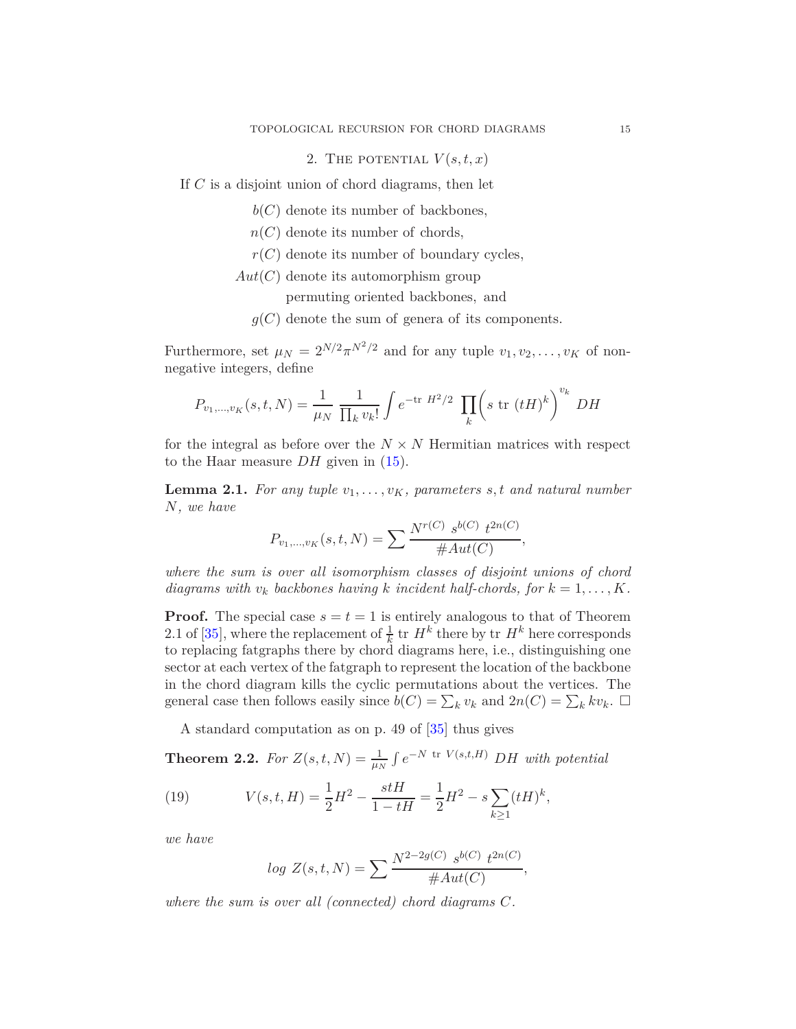## 2. The potential $V(s,t,x)$

If $C$ is a disjoint union of chord diagrams, then let

$b(C)$ denote its number of backbones,
$n(C)$ denote its number of chords,
$r(C)$ denote its number of boundary cycles,
$Aut(C)$ denote its automorphism group permuting oriented backbones, and
$g(C)$ denote the sum of genera of its components.

Furthermore, set $\mu_N = 2^{N/2}\pi^{N^2/2}$ and for any tuple $v_1, v_2, \ldots, v_K$ of non-negative integers, define

$$P_{v_1,\ldots,v_K}(s,t,N) = \frac{1}{\mu_N}\, \frac{1}{\prod_k v_k!} \int e^{-\mathrm{tr}\ H^2/2}\ \prod_k \Big(s\ \mathrm{tr}\ (tH)^k\Big)^{v_k}\ DH$$

for the integral as before over the $N \times N$ Hermitian matrices with respect to the Haar measure $DH$ given in (15).

**Lemma 2.1.** *For any tuple $v_1, \ldots, v_K$, parameters $s, t$ and natural number $N$, we have*

$$P_{v_1,\ldots,v_K}(s,t,N) = \sum \frac{N^{r(C)}\ s^{b(C)}\ t^{2n(C)}}{\#Aut(C)},$$

*where the sum is over all isomorphism classes of disjoint unions of chord diagrams with $v_k$ backbones having $k$ incident half-chords, for $k = 1, \ldots, K$.*

**Proof.** The special case $s = t = 1$ is entirely analogous to that of Theorem 2.1 of [35], where the replacement of $\frac{1}{k}$ tr $H^k$ there by tr $H^k$ here corresponds to replacing fatgraphs there by chord diagrams here, i.e., distinguishing one sector at each vertex of the fatgraph to represent the location of the backbone in the chord diagram kills the cyclic permutations about the vertices. The general case then follows easily since $b(C) = \sum_k v_k$ and $2n(C) = \sum_k kv_k$. $\square$

A standard computation as on p. 49 of [35] thus gives

**Theorem 2.2.** *For $Z(s,t,N) = \frac{1}{\mu_N}\int e^{-N\ \mathrm{tr}\ V(s,t,H)}\ DH$ with potential*

$$V(s,t,H) = \frac{1}{2}H^2 - \frac{stH}{1-tH} = \frac{1}{2}H^2 - s\sum_{k\geq 1}(tH)^k, \tag{19}$$

*we have*

$$\log\ Z(s,t,N) = \sum \frac{N^{2-2g(C)}\ s^{b(C)}\ t^{2n(C)}}{\#Aut(C)},$$

*where the sum is over all (connected) chord diagrams $C$.*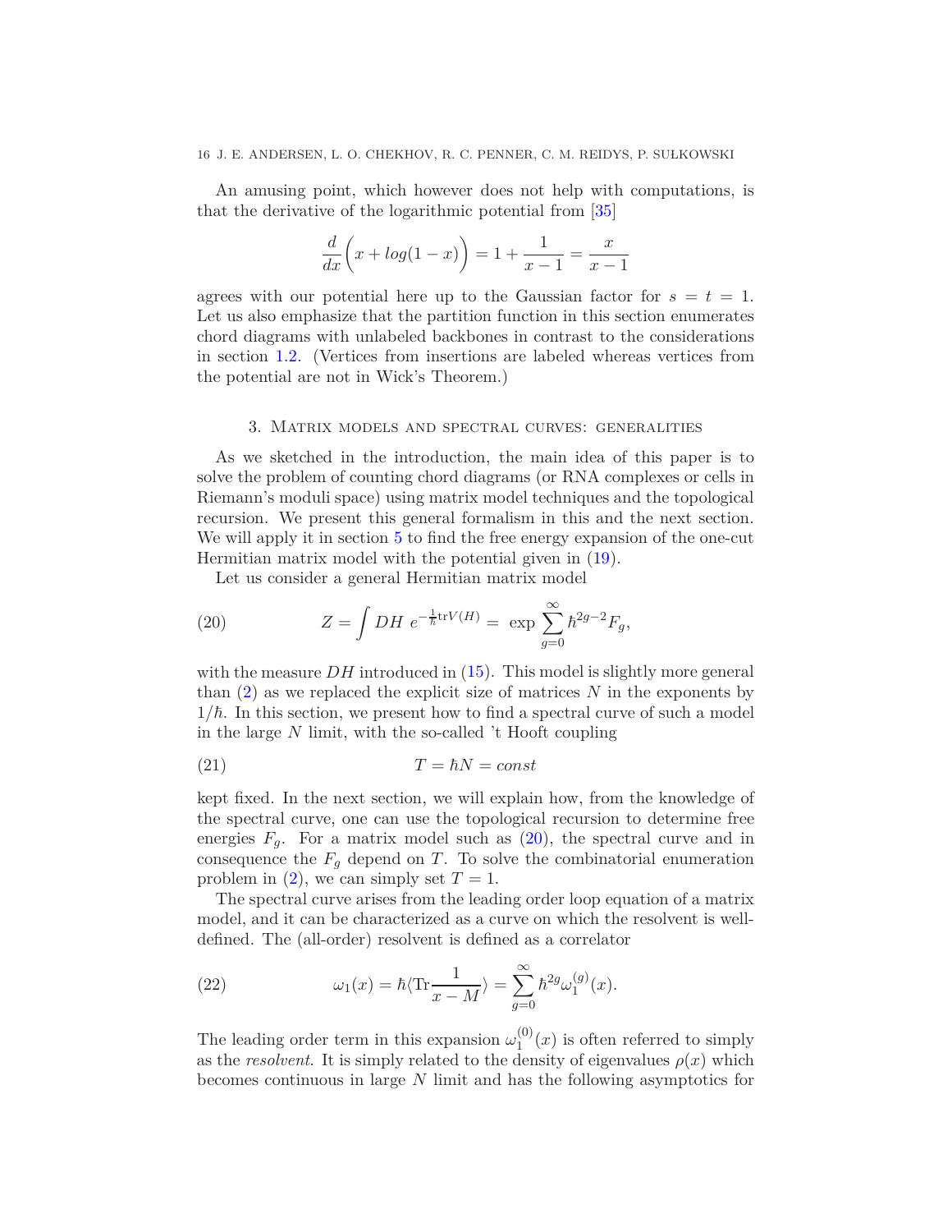An amusing point, which however does not help with computations, is that the derivative of the logarithmic potential from [35]

$$\frac{d}{dx}\Big(x + log(1-x)\Big) = 1 + \frac{1}{x-1} = \frac{x}{x-1}$$

agrees with our potential here up to the Gaussian factor for $s = t = 1$. Let us also emphasize that the partition function in this section enumerates chord diagrams with unlabeled backbones in contrast to the considerations in section 1.2. (Vertices from insertions are labeled whereas vertices from the potential are not in Wick's Theorem.)

## 3. Matrix models and spectral curves: generalities

As we sketched in the introduction, the main idea of this paper is to solve the problem of counting chord diagrams (or RNA complexes or cells in Riemann's moduli space) using matrix model techniques and the topological recursion. We present this general formalism in this and the next section. We will apply it in section 5 to find the free energy expansion of the one-cut Hermitian matrix model with the potential given in (19).

Let us consider a general Hermitian matrix model

$$Z = \int DH \; e^{-\frac{1}{\hbar}\mathrm{tr}V(H)} = \; \exp\sum_{g=0}^{\infty}\hbar^{2g-2}F_g, \tag{20}$$

with the measure $DH$ introduced in (15). This model is slightly more general than (2) as we replaced the explicit size of matrices $N$ in the exponents by $1/\hbar$. In this section, we present how to find a spectral curve of such a model in the large $N$ limit, with the so-called 't Hooft coupling

$$T = \hbar N = const \tag{21}$$

kept fixed. In the next section, we will explain how, from the knowledge of the spectral curve, one can use the topological recursion to determine free energies $F_g$. For a matrix model such as (20), the spectral curve and in consequence the $F_g$ depend on $T$. To solve the combinatorial enumeration problem in (2), we can simply set $T = 1$.

The spectral curve arises from the leading order loop equation of a matrix model, and it can be characterized as a curve on which the resolvent is well-defined. The (all-order) resolvent is defined as a correlator

$$\omega_1(x) = \hbar\langle\mathrm{Tr}\frac{1}{x-M}\rangle = \sum_{g=0}^{\infty}\hbar^{2g}\omega_1^{(g)}(x). \tag{22}$$

The leading order term in this expansion $\omega_1^{(0)}(x)$ is often referred to simply as the *resolvent*. It is simply related to the density of eigenvalues $\rho(x)$ which becomes continuous in large $N$ limit and has the following asymptotics for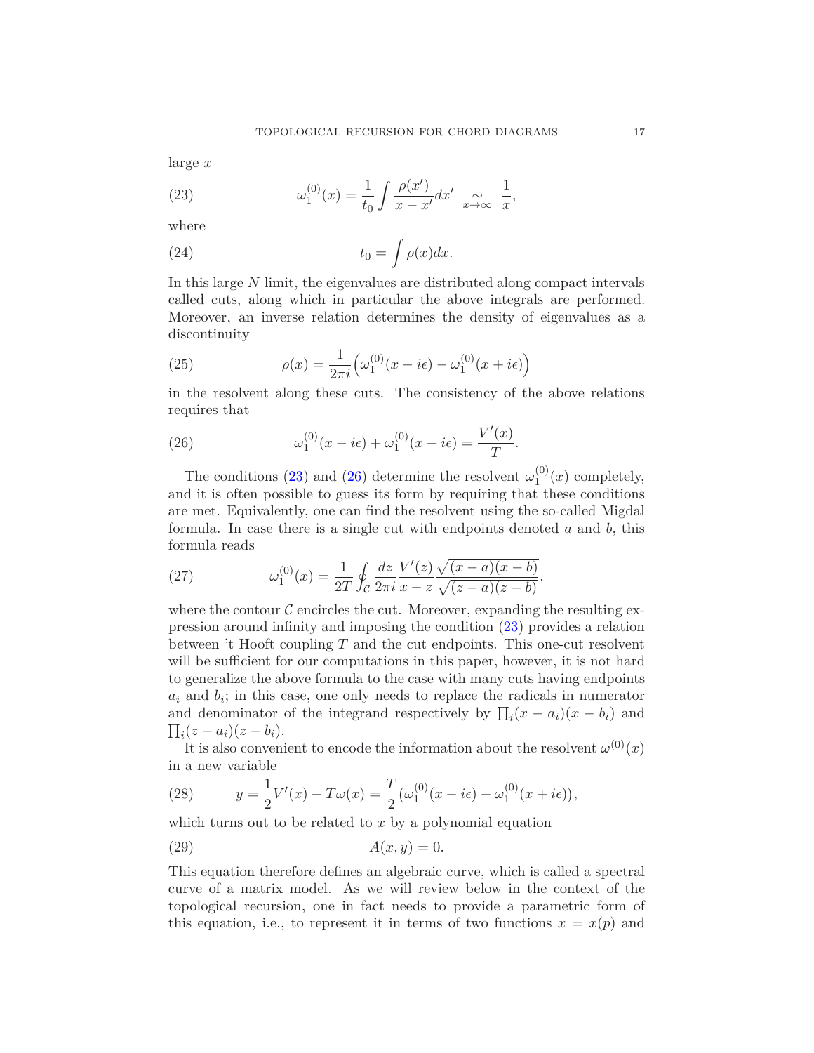large $x$

$$\omega_1^{(0)}(x) = \frac{1}{t_0} \int \frac{\rho(x')}{x - x'} dx' \underset{x \to \infty}{\sim} \frac{1}{x}, \tag{23}$$

where

$$t_0 = \int \rho(x) dx. \tag{24}$$

In this large $N$ limit, the eigenvalues are distributed along compact intervals called cuts, along which in particular the above integrals are performed. Moreover, an inverse relation determines the density of eigenvalues as a discontinuity

$$\rho(x) = \frac{1}{2\pi i} \Big( \omega_1^{(0)}(x - i\epsilon) - \omega_1^{(0)}(x + i\epsilon) \Big) \tag{25}$$

in the resolvent along these cuts. The consistency of the above relations requires that

$$\omega_1^{(0)}(x - i\epsilon) + \omega_1^{(0)}(x + i\epsilon) = \frac{V'(x)}{T}. \tag{26}$$

The conditions (23) and (26) determine the resolvent $\omega_1^{(0)}(x)$ completely, and it is often possible to guess its form by requiring that these conditions are met. Equivalently, one can find the resolvent using the so-called Migdal formula. In case there is a single cut with endpoints denoted $a$ and $b$, this formula reads

$$\omega_1^{(0)}(x) = \frac{1}{2T} \oint_{\mathcal{C}} \frac{dz}{2\pi i} \frac{V'(z)}{x - z} \frac{\sqrt{(x-a)(x-b)}}{\sqrt{(z-a)(z-b)}}, \tag{27}$$

where the contour $\mathcal{C}$ encircles the cut. Moreover, expanding the resulting expression around infinity and imposing the condition (23) provides a relation between 't Hooft coupling $T$ and the cut endpoints. This one-cut resolvent will be sufficient for our computations in this paper, however, it is not hard to generalize the above formula to the case with many cuts having endpoints $a_i$ and $b_i$; in this case, one only needs to replace the radicals in numerator and denominator of the integrand respectively by $\prod_i (x - a_i)(x - b_i)$ and $\prod_i (z - a_i)(z - b_i)$.

It is also convenient to encode the information about the resolvent $\omega^{(0)}(x)$ in a new variable

$$y = \frac{1}{2} V'(x) - T\omega(x) = \frac{T}{2} \big( \omega_1^{(0)}(x - i\epsilon) - \omega_1^{(0)}(x + i\epsilon) \big), \tag{28}$$

which turns out to be related to $x$ by a polynomial equation

$$A(x, y) = 0. \tag{29}$$

This equation therefore defines an algebraic curve, which is called a spectral curve of a matrix model. As we will review below in the context of the topological recursion, one in fact needs to provide a parametric form of this equation, i.e., to represent it in terms of two functions $x = x(p)$ and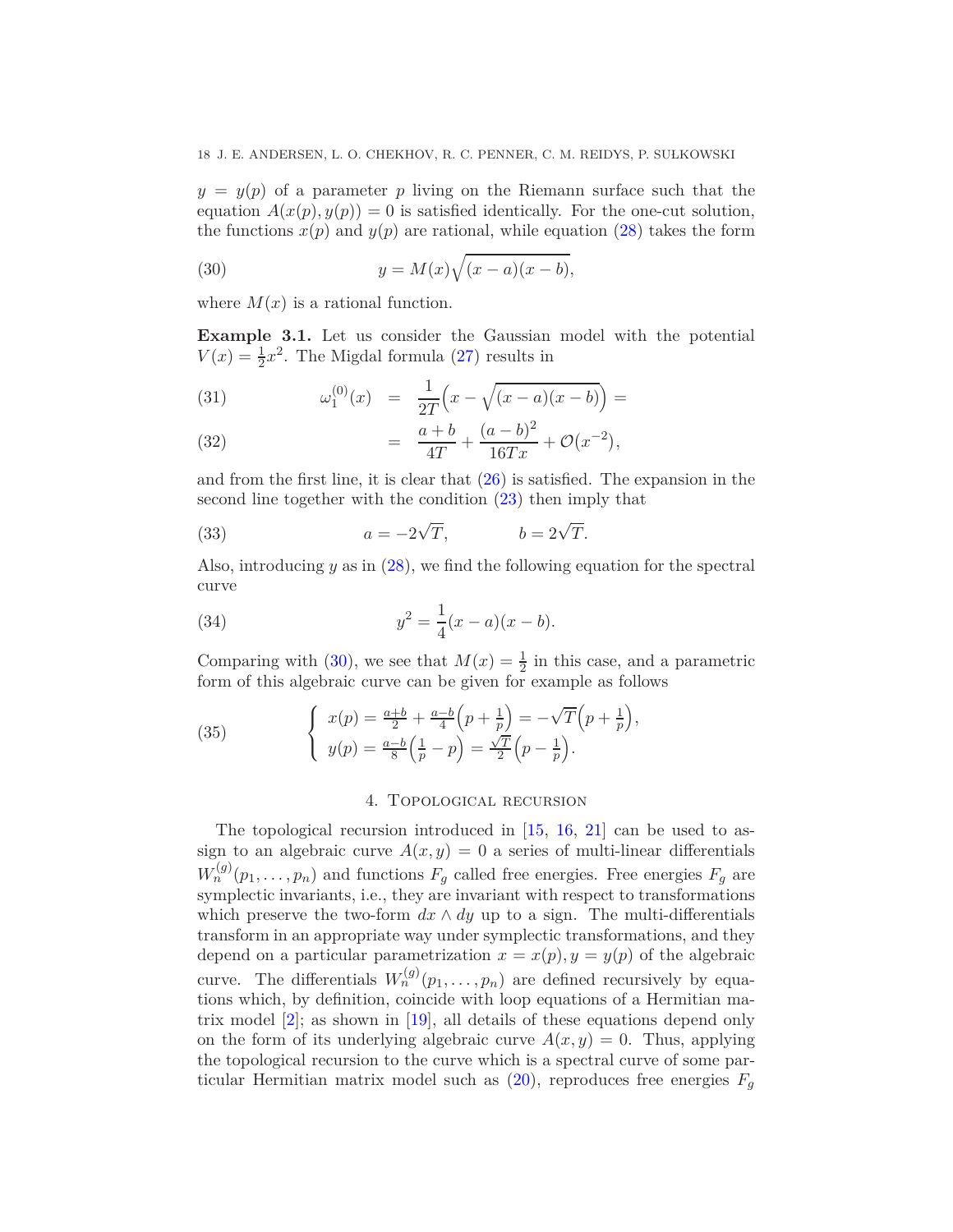$y = y(p)$ of a parameter $p$ living on the Riemann surface such that the equation $A(x(p), y(p)) = 0$ is satisfied identically. For the one-cut solution, the functions $x(p)$ and $y(p)$ are rational, while equation (28) takes the form

$$y = M(x)\sqrt{(x-a)(x-b)}, \tag{30}$$

where $M(x)$ is a rational function.

**Example 3.1.** Let us consider the Gaussian model with the potential $V(x) = \frac{1}{2}x^2$. The Migdal formula (27) results in

$$\omega_1^{(0)}(x) = \frac{1}{2T}\Big(x - \sqrt{(x-a)(x-b)}\Big) = \tag{31}$$

$$= \frac{a+b}{4T} + \frac{(a-b)^2}{16Tx} + \mathcal{O}(x^{-2}), \tag{32}$$

and from the first line, it is clear that (26) is satisfied. The expansion in the second line together with the condition (23) then imply that

$$a = -2\sqrt{T}, \qquad b = 2\sqrt{T}. \tag{33}$$

Also, introducing $y$ as in (28), we find the following equation for the spectral curve

$$y^2 = \frac{1}{4}(x-a)(x-b). \tag{34}$$

Comparing with (30), we see that $M(x) = \frac{1}{2}$ in this case, and a parametric form of this algebraic curve can be given for example as follows

$$\begin{cases} x(p) = \frac{a+b}{2} + \frac{a-b}{4}\Big(p + \frac{1}{p}\Big) = -\sqrt{T}\Big(p + \frac{1}{p}\Big), \\ y(p) = \frac{a-b}{8}\Big(\frac{1}{p} - p\Big) = \frac{\sqrt{T}}{2}\Big(p - \frac{1}{p}\Big). \end{cases} \tag{35}$$

## 4. Topological recursion

The topological recursion introduced in [15, 16, 21] can be used to assign to an algebraic curve $A(x, y) = 0$ a series of multi-linear differentials $W_n^{(g)}(p_1, \ldots, p_n)$ and functions $F_g$ called free energies. Free energies $F_g$ are symplectic invariants, i.e., they are invariant with respect to transformations which preserve the two-form $dx \wedge dy$ up to a sign. The multi-differentials transform in an appropriate way under symplectic transformations, and they depend on a particular parametrization $x = x(p), y = y(p)$ of the algebraic curve. The differentials $W_n^{(g)}(p_1, \ldots, p_n)$ are defined recursively by equations which, by definition, coincide with loop equations of a Hermitian matrix model [2]; as shown in [19], all details of these equations depend only on the form of its underlying algebraic curve $A(x, y) = 0$. Thus, applying the topological recursion to the curve which is a spectral curve of some particular Hermitian matrix model such as (20), reproduces free energies $F_g$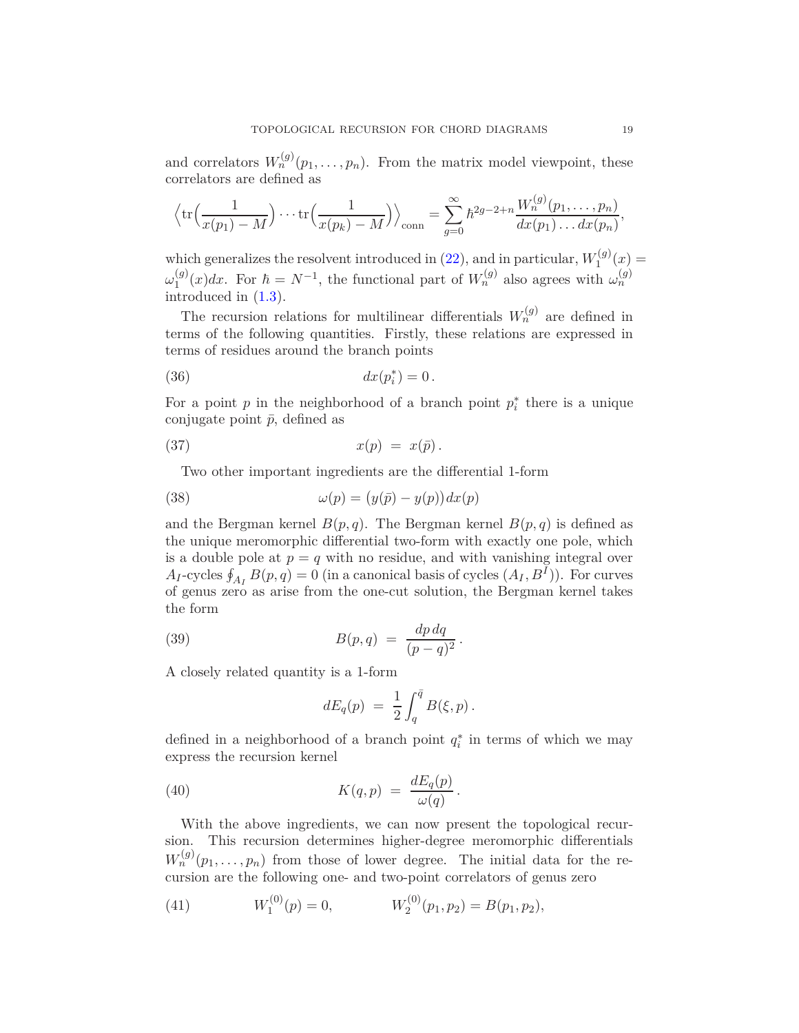and correlators $W_n^{(g)}(p_1,\dots,p_n)$. From the matrix model viewpoint, these correlators are defined as

$$\Big\langle \mathrm{tr}\Big(\frac{1}{x(p_1)-M}\Big)\cdots \mathrm{tr}\Big(\frac{1}{x(p_k)-M}\Big)\Big\rangle_{\mathrm{conn}} = \sum_{g=0}^{\infty} \hbar^{2g-2+n}\frac{W_n^{(g)}(p_1,\dots,p_n)}{dx(p_1)\dots dx(p_n)},$$

which generalizes the resolvent introduced in (22), and in particular, $W_1^{(g)}(x) = \omega_1^{(g)}(x)dx$. For $\hbar = N^{-1}$, the functional part of $W_n^{(g)}$ also agrees with $\omega_n^{(g)}$ introduced in (1.3).

The recursion relations for multilinear differentials $W_n^{(g)}$ are defined in terms of the following quantities. Firstly, these relations are expressed in terms of residues around the branch points

$$dx(p_i^*) = 0\,. \tag{36}$$

For a point $p$ in the neighborhood of a branch point $p_i^*$ there is a unique conjugate point $\bar{p}$, defined as

$$x(p) \;=\; x(\bar{p})\,. \tag{37}$$

Two other important ingredients are the differential 1-form

$$\omega(p) = \big(y(\bar{p}) - y(p)\big)dx(p) \tag{38}$$

and the Bergman kernel $B(p,q)$. The Bergman kernel $B(p,q)$ is defined as the unique meromorphic differential two-form with exactly one pole, which is a double pole at $p=q$ with no residue, and with vanishing integral over $A_I$-cycles $\oint_{A_I} B(p,q) = 0$ (in a canonical basis of cycles $(A_I, B^I)$). For curves of genus zero as arise from the one-cut solution, the Bergman kernel takes the form

$$B(p,q) \;=\; \frac{dp\,dq}{(p-q)^2}\,. \tag{39}$$

A closely related quantity is a 1-form

$$dE_q(p) \;=\; \frac{1}{2}\int_q^{\bar{q}} B(\xi,p)\,.$$

defined in a neighborhood of a branch point $q_i^*$ in terms of which we may express the recursion kernel

$$K(q,p) \;=\; \frac{dE_q(p)}{\omega(q)}\,. \tag{40}$$

With the above ingredients, we can now present the topological recursion. This recursion determines higher-degree meromorphic differentials $W_n^{(g)}(p_1,\dots,p_n)$ from those of lower degree. The initial data for the recursion are the following one- and two-point correlators of genus zero

$$W_1^{(0)}(p) = 0, \qquad\qquad W_2^{(0)}(p_1,p_2) = B(p_1,p_2), \tag{41}$$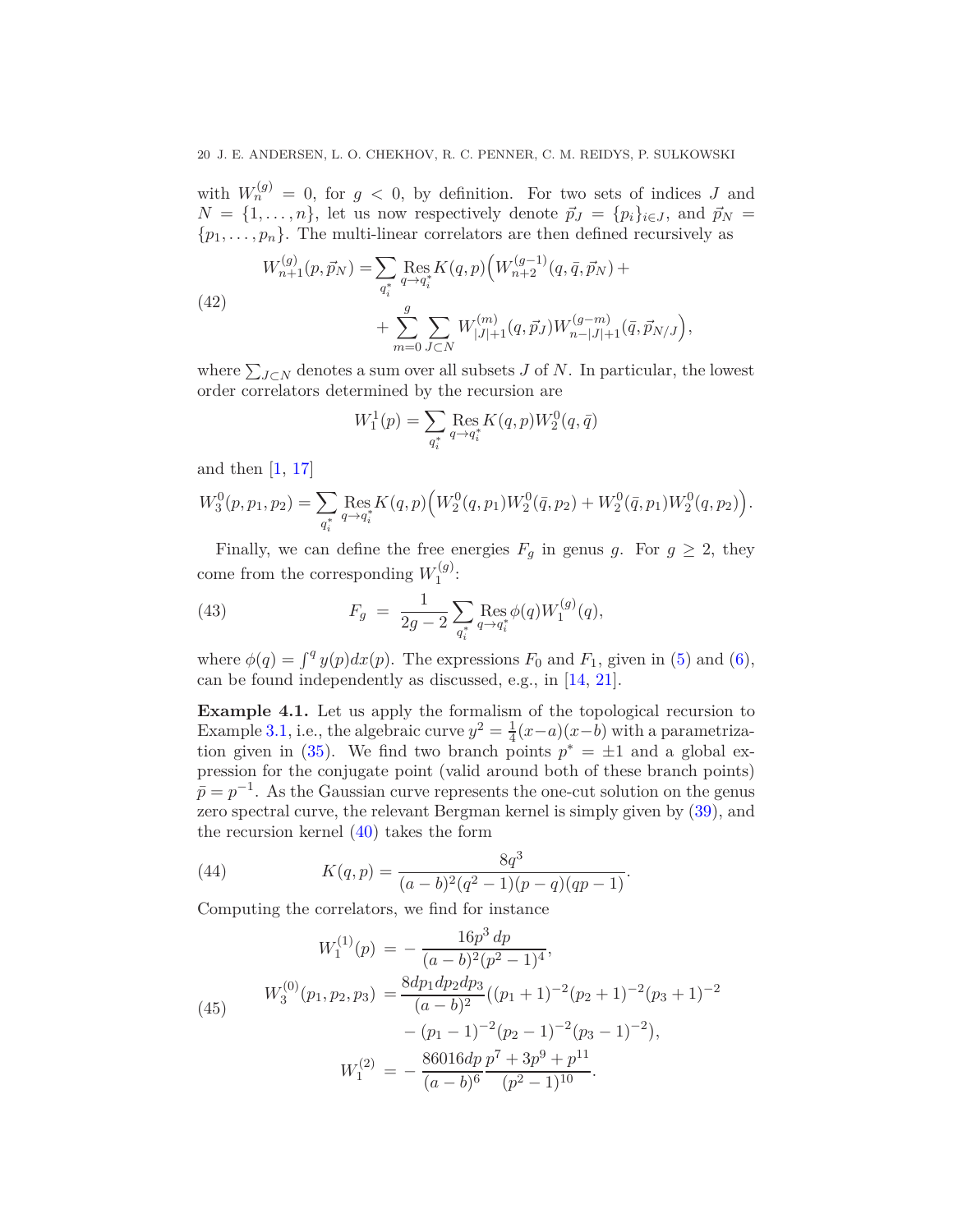with $W_n^{(g)} = 0$, for $g < 0$, by definition. For two sets of indices $J$ and $N = \{1, \ldots, n\}$, let us now respectively denote $\vec{p}_J = \{p_i\}_{i \in J}$, and $\vec{p}_N = \{p_1, \ldots, p_n\}$. The multi-linear correlators are then defined recursively as

$$
\begin{aligned}
W^{(g)}_{n+1}(p, \vec{p}_N) = & \sum_{q_i^*} \operatorname*{Res}_{q \to q_i^*} K(q,p) \Big( W^{(g-1)}_{n+2}(q, \bar{q}, \vec{p}_N) + \\
& + \sum_{m=0}^{g} \sum_{J \subset N} W^{(m)}_{|J|+1}(q, \vec{p}_J) W^{(g-m)}_{n-|J|+1}(\bar{q}, \vec{p}_{N/J}) \Big),
\end{aligned}
\tag{42}
$$

where $\sum_{J \subset N}$ denotes a sum over all subsets $J$ of $N$. In particular, the lowest order correlators determined by the recursion are

$$
W^1_1(p) = \sum_{q_i^*} \operatorname*{Res}_{q \to q_i^*} K(q,p) W^0_2(q, \bar{q})
$$

and then [1, 17]

$$
W^0_3(p, p_1, p_2) = \sum_{q_i^*} \operatorname*{Res}_{q \to q_i^*} K(q,p) \Big( W^0_2(q, p_1) W^0_2(\bar{q}, p_2) + W^0_2(\bar{q}, p_1) W^0_2(q, p_2) \Big).
$$

Finally, we can define the free energies $F_g$ in genus $g$. For $g \geq 2$, they come from the corresponding $W^{(g)}_1$:

$$
F_g = \frac{1}{2g-2} \sum_{q_i^*} \operatorname*{Res}_{q \to q_i^*} \phi(q) W^{(g)}_1(q),
\tag{43}
$$

where $\phi(q) = \int^q y(p) dx(p)$. The expressions $F_0$ and $F_1$, given in (5) and (6), can be found independently as discussed, e.g., in [14, 21].

**Example 4.1.** Let us apply the formalism of the topological recursion to Example 3.1, i.e., the algebraic curve $y^2 = \frac{1}{4}(x-a)(x-b)$ with a parametrization given in (35). We find two branch points $p^* = \pm 1$ and a global expression for the conjugate point (valid around both of these branch points) $\bar{p} = p^{-1}$. As the Gaussian curve represents the one-cut solution on the genus zero spectral curve, the relevant Bergman kernel is simply given by (39), and the recursion kernel (40) takes the form

$$
K(q,p) = \frac{8q^3}{(a-b)^2 (q^2-1)(p-q)(qp-1)}.
\tag{44}
$$

Computing the correlators, we find for instance

$$
\begin{aligned}
W^{(1)}_1(p) &= -\frac{16 p^3\, dp}{(a-b)^2 (p^2-1)^4}, \\
W^{(0)}_3(p_1, p_2, p_3) &= \frac{8 dp_1 dp_2 dp_3}{(a-b)^2} \big( (p_1+1)^{-2} (p_2+1)^{-2} (p_3+1)^{-2} \\
&\quad - (p_1-1)^{-2} (p_2-1)^{-2} (p_3-1)^{-2} \big), \\
W^{(2)}_1 &= -\frac{86016 dp}{(a-b)^6} \frac{p^7 + 3p^9 + p^{11}}{(p^2-1)^{10}}.
\end{aligned}
\tag{45}
$$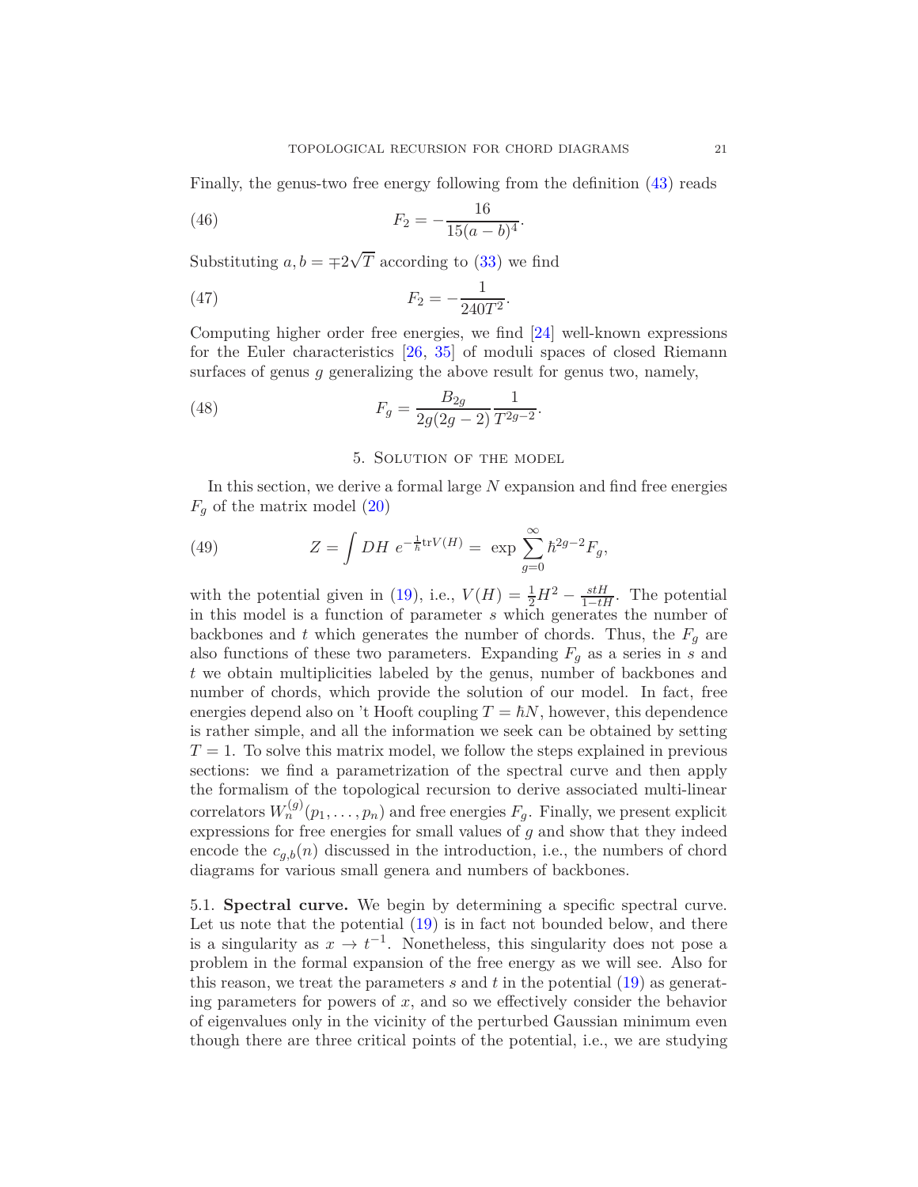Finally, the genus-two free energy following from the definition (43) reads

$$F_2 = -\frac{16}{15(a-b)^4}. \tag{46}$$

Substituting $a, b = \mp 2\sqrt{T}$ according to (33) we find

$$F_2 = -\frac{1}{240T^2}. \tag{47}$$

Computing higher order free energies, we find [24] well-known expressions for the Euler characteristics [26, 35] of moduli spaces of closed Riemann surfaces of genus $g$ generalizing the above result for genus two, namely,

$$F_g = \frac{B_{2g}}{2g(2g-2)}\frac{1}{T^{2g-2}}. \tag{48}$$

## 5. Solution of the model

In this section, we derive a formal large $N$ expansion and find free energies $F_g$ of the matrix model (20)

$$Z = \int DH\ e^{-\frac{1}{\hbar}\mathrm{tr}V(H)} = \ \exp \sum_{g=0}^{\infty} \hbar^{2g-2} F_g, \tag{49}$$

with the potential given in (19), i.e., $V(H) = \frac{1}{2}H^2 - \frac{stH}{1-tH}$. The potential in this model is a function of parameter $s$ which generates the number of backbones and $t$ which generates the number of chords. Thus, the $F_g$ are also functions of these two parameters. Expanding $F_g$ as a series in $s$ and $t$ we obtain multiplicities labeled by the genus, number of backbones and number of chords, which provide the solution of our model. In fact, free energies depend also on 't Hooft coupling $T = \hbar N$, however, this dependence is rather simple, and all the information we seek can be obtained by setting $T = 1$. To solve this matrix model, we follow the steps explained in previous sections: we find a parametrization of the spectral curve and then apply the formalism of the topological recursion to derive associated multi-linear correlators $W_n^{(g)}(p_1, \ldots, p_n)$ and free energies $F_g$. Finally, we present explicit expressions for free energies for small values of $g$ and show that they indeed encode the $c_{g,b}(n)$ discussed in the introduction, i.e., the numbers of chord diagrams for various small genera and numbers of backbones.

5.1. **Spectral curve.** We begin by determining a specific spectral curve. Let us note that the potential (19) is in fact not bounded below, and there is a singularity as $x \to t^{-1}$. Nonetheless, this singularity does not pose a problem in the formal expansion of the free energy as we will see. Also for this reason, we treat the parameters $s$ and $t$ in the potential (19) as generating parameters for powers of $x$, and so we effectively consider the behavior of eigenvalues only in the vicinity of the perturbed Gaussian minimum even though there are three critical points of the potential, i.e., we are studying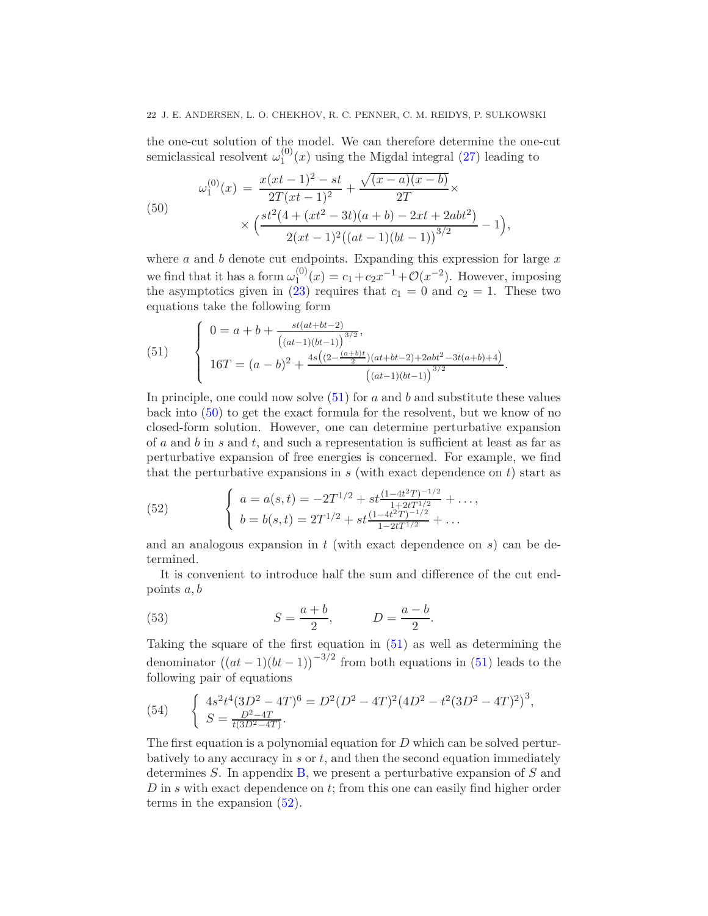the one-cut solution of the model. We can therefore determine the one-cut semiclassical resolvent $\omega_1^{(0)}(x)$ using the Migdal integral (27) leading to

$$
\begin{aligned}
\omega_1^{(0)}(x) \;=\; & \frac{x(xt-1)^2 - st}{2T(xt-1)^2} + \frac{\sqrt{(x-a)(x-b)}}{2T}\times \\
& \times\Big(\frac{st^2(4+(xt^2-3t)(a+b)-2xt+2abt^2)}{2(xt-1)^2\big((at-1)(bt-1)\big)^{3/2}} - 1\Big),
\end{aligned} \tag{50}
$$

where $a$ and $b$ denote cut endpoints. Expanding this expression for large $x$ we find that it has a form $\omega_1^{(0)}(x) = c_1 + c_2 x^{-1} + \mathcal{O}(x^{-2})$. However, imposing the asymptotics given in (23) requires that $c_1 = 0$ and $c_2 = 1$. These two equations take the following form

$$
\begin{cases}
0 = a + b + \frac{st(at+bt-2)}{\big((at-1)(bt-1)\big)^{3/2}}, \\
16T = (a-b)^2 + \frac{4s\big((2-\frac{(a+b)t}{2})(at+bt-2)+2abt^2-3t(a+b)+4\big)}{\big((at-1)(bt-1)\big)^{3/2}}.
\end{cases} \tag{51}
$$

In principle, one could now solve (51) for $a$ and $b$ and substitute these values back into (50) to get the exact formula for the resolvent, but we know of no closed-form solution. However, one can determine perturbative expansion of $a$ and $b$ in $s$ and $t$, and such a representation is sufficient at least as far as perturbative expansion of free energies is concerned. For example, we find that the perturbative expansions in $s$ (with exact dependence on $t$) start as

$$
\begin{cases}
a = a(s,t) = -2T^{1/2} + st\frac{(1-4t^2T)^{-1/2}}{1+2tT^{1/2}} + \dots, \\
b = b(s,t) = 2T^{1/2} + st\frac{(1-4t^2T)^{-1/2}}{1-2tT^{1/2}} + \dots
\end{cases} \tag{52}
$$

and an analogous expansion in $t$ (with exact dependence on $s$) can be determined.

It is convenient to introduce half the sum and difference of the cut endpoints $a, b$

$$
S = \frac{a+b}{2}, \qquad D = \frac{a-b}{2}. \tag{53}
$$

Taking the square of the first equation in (51) as well as determining the denominator $\big((at-1)(bt-1)\big)^{-3/2}$ from both equations in (51) leads to the following pair of equations

$$
\begin{cases}
4s^2t^4(3D^2-4T)^6 = D^2(D^2-4T)^2\big(4D^2 - t^2(3D^2-4T)^2\big)^3, \\
S = \frac{D^2-4T}{t(3D^2-4T)}.
\end{cases} \tag{54}
$$

The first equation is a polynomial equation for $D$ which can be solved perturbatively to any accuracy in $s$ or $t$, and then the second equation immediately determines $S$. In appendix B, we present a perturbative expansion of $S$ and $D$ in $s$ with exact dependence on $t$; from this one can easily find higher order terms in the expansion (52).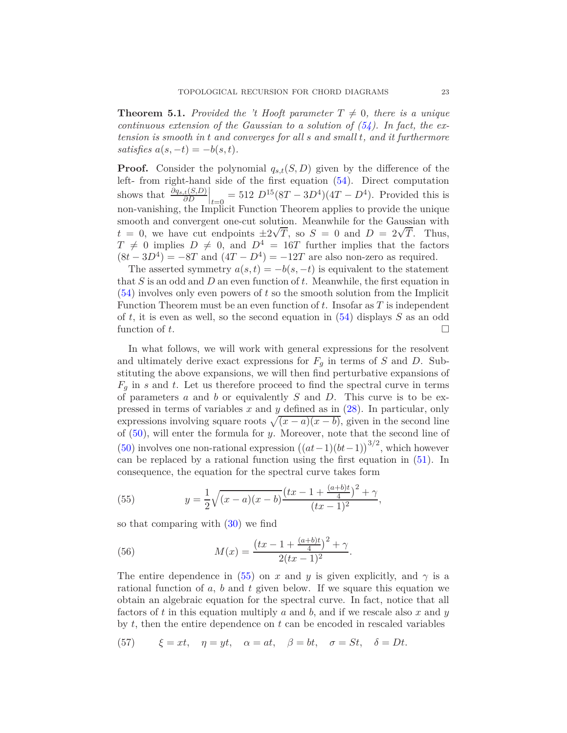**Theorem 5.1.** *Provided the 't Hooft parameter $T \neq 0$, there is a unique continuous extension of the Gaussian to a solution of (54). In fact, the extension is smooth in $t$ and converges for all $s$ and small $t$, and it furthermore satisfies $a(s,-t) = -b(s,t)$.*

**Proof.** Consider the polynomial $q_{s,t}(S,D)$ given by the difference of the left- from right-hand side of the first equation (54). Direct computation shows that $\left.\frac{\partial q_{s,t}(S,D)}{\partial D}\right|_{t=0} = 512\ D^{15}(8T - 3D^4)(4T - D^4)$. Provided this is non-vanishing, the Implicit Function Theorem applies to provide the unique smooth and convergent one-cut solution. Meanwhile for the Gaussian with $t = 0$, we have cut endpoints $\pm 2\sqrt{T}$, so $S = 0$ and $D = 2\sqrt{T}$. Thus, $T \neq 0$ implies $D \neq 0$, and $D^4 = 16T$ further implies that the factors $(8t - 3D^4) = -8T$ and $(4T - D^4) = -12T$ are also non-zero as required.

The asserted symmetry $a(s,t) = -b(s,-t)$ is equivalent to the statement that $S$ is an odd and $D$ an even function of $t$. Meanwhile, the first equation in (54) involves only even powers of $t$ so the smooth solution from the Implicit Function Theorem must be an even function of $t$. Insofar as $T$ is independent of $t$, it is even as well, so the second equation in (54) displays $S$ as an odd function of $t$. $\square$

In what follows, we will work with general expressions for the resolvent and ultimately derive exact expressions for $F_g$ in terms of $S$ and $D$. Substituting the above expansions, we will then find perturbative expansions of $F_g$ in $s$ and $t$. Let us therefore proceed to find the spectral curve in terms of parameters $a$ and $b$ or equivalently $S$ and $D$. This curve is to be expressed in terms of variables $x$ and $y$ defined as in (28). In particular, only expressions involving square roots $\sqrt{(x-a)(x-b)}$, given in the second line of (50), will enter the formula for $y$. Moreover, note that the second line of (50) involves one non-rational expression $\big((at-1)(bt-1)\big)^{3/2}$, which however can be replaced by a rational function using the first equation in (51). In consequence, the equation for the spectral curve takes form

$$y = \frac{1}{2}\sqrt{(x-a)(x-b)}\frac{\big(tx - 1 + \frac{(a+b)t}{4}\big)^2 + \gamma}{(tx-1)^2}, \tag{55}$$

so that comparing with (30) we find

$$M(x) = \frac{\big(tx - 1 + \frac{(a+b)t}{4}\big)^2 + \gamma}{2(tx-1)^2}. \tag{56}$$

The entire dependence in (55) on $x$ and $y$ is given explicitly, and $\gamma$ is a rational function of $a$, $b$ and $t$ given below. If we square this equation we obtain an algebraic equation for the spectral curve. In fact, notice that all factors of $t$ in this equation multiply $a$ and $b$, and if we rescale also $x$ and $y$ by $t$, then the entire dependence on $t$ can be encoded in rescaled variables

$$\xi = xt, \quad \eta = yt, \quad \alpha = at, \quad \beta = bt, \quad \sigma = St, \quad \delta = Dt. \tag{57}$$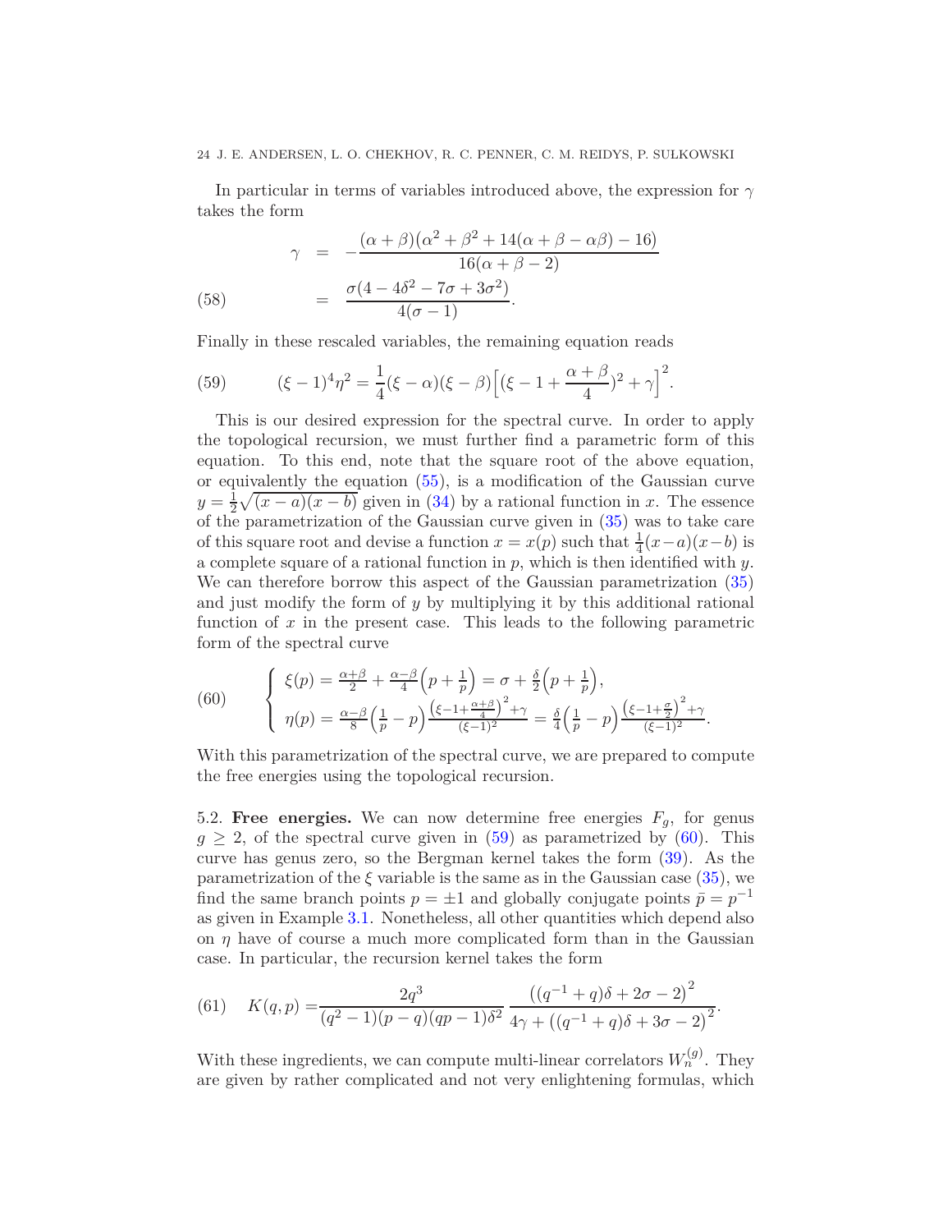In particular in terms of variables introduced above, the expression for $\gamma$ takes the form

$$\begin{aligned} \gamma &= -\frac{(\alpha+\beta)(\alpha^2+\beta^2+14(\alpha+\beta-\alpha\beta)-16)}{16(\alpha+\beta-2)} \\ &= \frac{\sigma(4-4\delta^2-7\sigma+3\sigma^2)}{4(\sigma-1)}. \end{aligned} \tag{58}$$

Finally in these rescaled variables, the remaining equation reads

$$(\xi-1)^4\eta^2 = \frac{1}{4}(\xi-\alpha)(\xi-\beta)\Big[(\xi-1+\frac{\alpha+\beta}{4})^2+\gamma\Big]^2. \tag{59}$$

This is our desired expression for the spectral curve. In order to apply the topological recursion, we must further find a parametric form of this equation. To this end, note that the square root of the above equation, or equivalently the equation (55), is a modification of the Gaussian curve $y=\frac{1}{2}\sqrt{(x-a)(x-b)}$ given in (34) by a rational function in $x$. The essence of the parametrization of the Gaussian curve given in (35) was to take care of this square root and devise a function $x=x(p)$ such that $\frac{1}{4}(x-a)(x-b)$ is a complete square of a rational function in $p$, which is then identified with $y$. We can therefore borrow this aspect of the Gaussian parametrization (35) and just modify the form of $y$ by multiplying it by this additional rational function of $x$ in the present case. This leads to the following parametric form of the spectral curve

$$\begin{cases} \xi(p) = \frac{\alpha+\beta}{2}+\frac{\alpha-\beta}{4}\Big(p+\frac{1}{p}\Big) = \sigma+\frac{\delta}{2}\Big(p+\frac{1}{p}\Big), \\ \eta(p) = \frac{\alpha-\beta}{8}\Big(\frac{1}{p}-p\Big)\frac{\big(\xi-1+\frac{\alpha+\beta}{4}\big)^2+\gamma}{(\xi-1)^2} = \frac{\delta}{4}\Big(\frac{1}{p}-p\Big)\frac{\big(\xi-1+\frac{\sigma}{2}\big)^2+\gamma}{(\xi-1)^2}. \end{cases} \tag{60}$$

With this parametrization of the spectral curve, we are prepared to compute the free energies using the topological recursion.

5.2. **Free energies.** We can now determine free energies $F_g$, for genus $g\geq 2$, of the spectral curve given in (59) as parametrized by (60). This curve has genus zero, so the Bergman kernel takes the form (39). As the parametrization of the $\xi$ variable is the same as in the Gaussian case (35), we find the same branch points $p=\pm 1$ and globally conjugate points $\bar{p}=p^{-1}$ as given in Example 3.1. Nonetheless, all other quantities which depend also on $\eta$ have of course a much more complicated form than in the Gaussian case. In particular, the recursion kernel takes the form

$$K(q,p) = \frac{2q^3}{(q^2-1)(p-q)(qp-1)\delta^2}\,\frac{\big((q^{-1}+q)\delta+2\sigma-2\big)^2}{4\gamma+\big((q^{-1}+q)\delta+3\sigma-2\big)^2}. \tag{61}$$

With these ingredients, we can compute multi-linear correlators $W_n^{(g)}$. They are given by rather complicated and not very enlightening formulas, which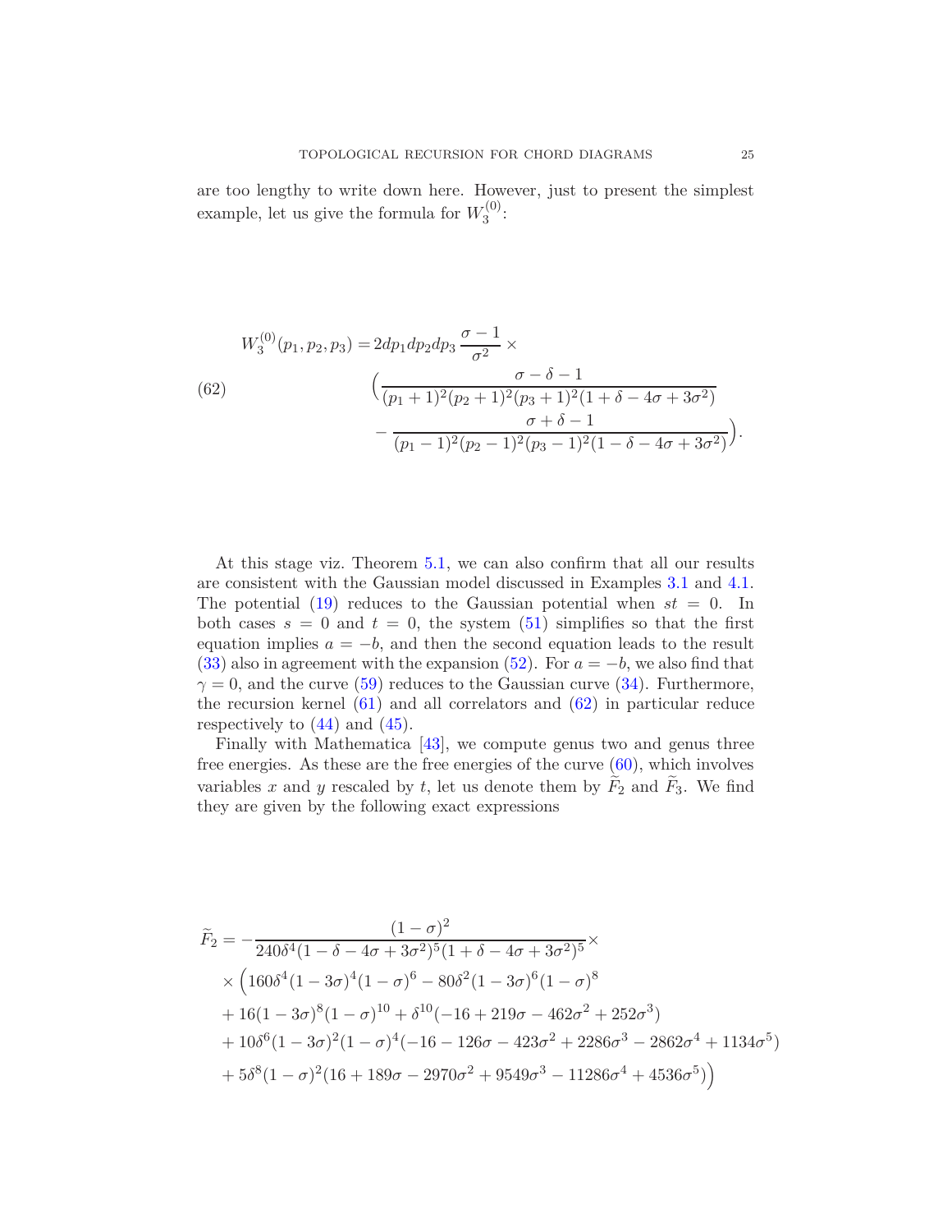are too lengthy to write down here. However, just to present the simplest example, let us give the formula for $W_3^{(0)}$:

$$
\begin{aligned}
W_3^{(0)}(p_1,p_2,p_3) = {} & 2dp_1dp_2dp_3\,\frac{\sigma-1}{\sigma^2}\times \\
& \Big(\frac{\sigma-\delta-1}{(p_1+1)^2(p_2+1)^2(p_3+1)^2(1+\delta-4\sigma+3\sigma^2)} \\
& -\frac{\sigma+\delta-1}{(p_1-1)^2(p_2-1)^2(p_3-1)^2(1-\delta-4\sigma+3\sigma^2)}\Big).
\end{aligned}
\tag{62}
$$

At this stage viz. Theorem 5.1, we can also confirm that all our results are consistent with the Gaussian model discussed in Examples 3.1 and 4.1. The potential (19) reduces to the Gaussian potential when $st = 0$. In both cases $s = 0$ and $t = 0$, the system (51) simplifies so that the first equation implies $a = -b$, and then the second equation leads to the result (33) also in agreement with the expansion (52). For $a = -b$, we also find that $\gamma = 0$, and the curve (59) reduces to the Gaussian curve (34). Furthermore, the recursion kernel (61) and all correlators and (62) in particular reduce respectively to (44) and (45).

Finally with Mathematica [43], we compute genus two and genus three free energies. As these are the free energies of the curve (60), which involves variables $x$ and $y$ rescaled by $t$, let us denote them by $\widetilde{F}_2$ and $\widetilde{F}_3$. We find they are given by the following exact expressions

$$
\begin{aligned}
\widetilde{F}_2 = {} & -\frac{(1-\sigma)^2}{240\delta^4(1-\delta-4\sigma+3\sigma^2)^5(1+\delta-4\sigma+3\sigma^2)^5}\times \\
& \times\Big(160\delta^4(1-3\sigma)^4(1-\sigma)^6-80\delta^2(1-3\sigma)^6(1-\sigma)^8 \\
& +16(1-3\sigma)^8(1-\sigma)^{10}+\delta^{10}(-16+219\sigma-462\sigma^2+252\sigma^3) \\
& +10\delta^6(1-3\sigma)^2(1-\sigma)^4(-16-126\sigma-423\sigma^2+2286\sigma^3-2862\sigma^4+1134\sigma^5) \\
& +5\delta^8(1-\sigma)^2(16+189\sigma-2970\sigma^2+9549\sigma^3-11286\sigma^4+4536\sigma^5)\Big)
\end{aligned}
$$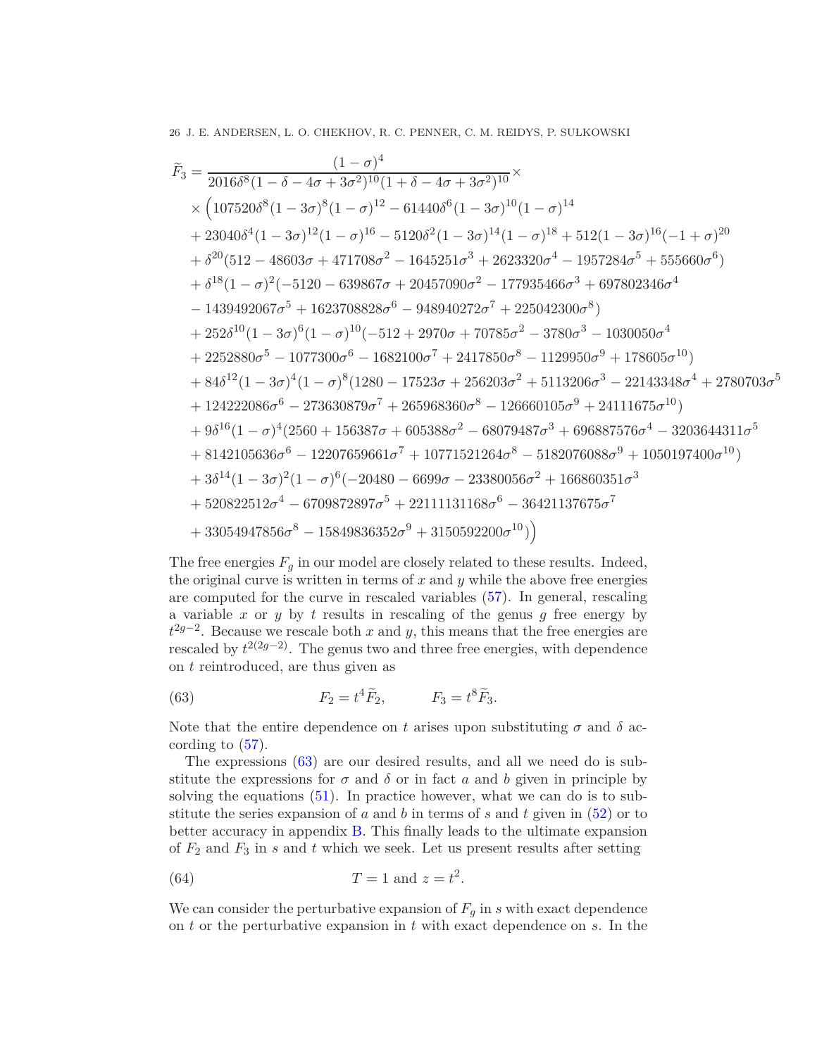$$
\begin{aligned}
\widetilde{F}_3 = {} & \frac{(1-\sigma)^4}{2016\delta^8(1-\delta-4\sigma+3\sigma^2)^{10}(1+\delta-4\sigma+3\sigma^2)^{10}} \times \\
& \times \Big( 107520\delta^8(1-3\sigma)^8(1-\sigma)^{12} - 61440\delta^6(1-3\sigma)^{10}(1-\sigma)^{14} \\
& + 23040\delta^4(1-3\sigma)^{12}(1-\sigma)^{16} - 5120\delta^2(1-3\sigma)^{14}(1-\sigma)^{18} + 512(1-3\sigma)^{16}(-1+\sigma)^{20} \\
& + \delta^{20}(512 - 48603\sigma + 471708\sigma^2 - 1645251\sigma^3 + 2623320\sigma^4 - 1957284\sigma^5 + 555660\sigma^6) \\
& + \delta^{18}(1-\sigma)^2(-5120 - 639867\sigma + 20457090\sigma^2 - 177935466\sigma^3 + 697802346\sigma^4 \\
& - 1439492067\sigma^5 + 1623708828\sigma^6 - 948940272\sigma^7 + 225042300\sigma^8) \\
& + 252\delta^{10}(1-3\sigma)^6(1-\sigma)^{10}(-512 + 2970\sigma + 70785\sigma^2 - 3780\sigma^3 - 1030050\sigma^4 \\
& + 2252880\sigma^5 - 1077300\sigma^6 - 1682100\sigma^7 + 2417850\sigma^8 - 1129950\sigma^9 + 178605\sigma^{10}) \\
& + 84\delta^{12}(1-3\sigma)^4(1-\sigma)^8(1280 - 17523\sigma + 256203\sigma^2 + 5113206\sigma^3 - 22143348\sigma^4 + 2780703\sigma^5 \\
& + 124222086\sigma^6 - 273630879\sigma^7 + 265968360\sigma^8 - 126660105\sigma^9 + 24111675\sigma^{10}) \\
& + 9\delta^{16}(1-\sigma)^4(2560 + 156387\sigma + 605388\sigma^2 - 68079487\sigma^3 + 696887576\sigma^4 - 3203644311\sigma^5 \\
& + 8142105636\sigma^6 - 12207659661\sigma^7 + 10771521264\sigma^8 - 5182076088\sigma^9 + 1050197400\sigma^{10}) \\
& + 3\delta^{14}(1-3\sigma)^2(1-\sigma)^6(-20480 - 6699\sigma - 23380056\sigma^2 + 166860351\sigma^3 \\
& + 520822512\sigma^4 - 6709872897\sigma^5 + 22111131168\sigma^6 - 36421137675\sigma^7 \\
& + 33054947856\sigma^8 - 15849836352\sigma^9 + 3150592200\sigma^{10}) \Big)
\end{aligned}
$$

The free energies $F_g$ in our model are closely related to these results. Indeed, the original curve is written in terms of $x$ and $y$ while the above free energies are computed for the curve in rescaled variables (57). In general, rescaling a variable $x$ or $y$ by $t$ results in rescaling of the genus $g$ free energy by $t^{2g-2}$. Because we rescale both $x$ and $y$, this means that the free energies are rescaled by $t^{2(2g-2)}$. The genus two and three free energies, with dependence on $t$ reintroduced, are thus given as

$$
F_2 = t^4 \widetilde{F}_2, \qquad F_3 = t^8 \widetilde{F}_3. \tag{63}
$$

Note that the entire dependence on $t$ arises upon substituting $\sigma$ and $\delta$ according to (57).

The expressions (63) are our desired results, and all we need do is substitute the expressions for $\sigma$ and $\delta$ or in fact $a$ and $b$ given in principle by solving the equations (51). In practice however, what we can do is to substitute the series expansion of $a$ and $b$ in terms of $s$ and $t$ given in (52) or to better accuracy in appendix B. This finally leads to the ultimate expansion of $F_2$ and $F_3$ in $s$ and $t$ which we seek. Let us present results after setting

$$
T = 1 \text{ and } z = t^2. \tag{64}
$$

We can consider the perturbative expansion of $F_g$ in $s$ with exact dependence on $t$ or the perturbative expansion in $t$ with exact dependence on $s$. In the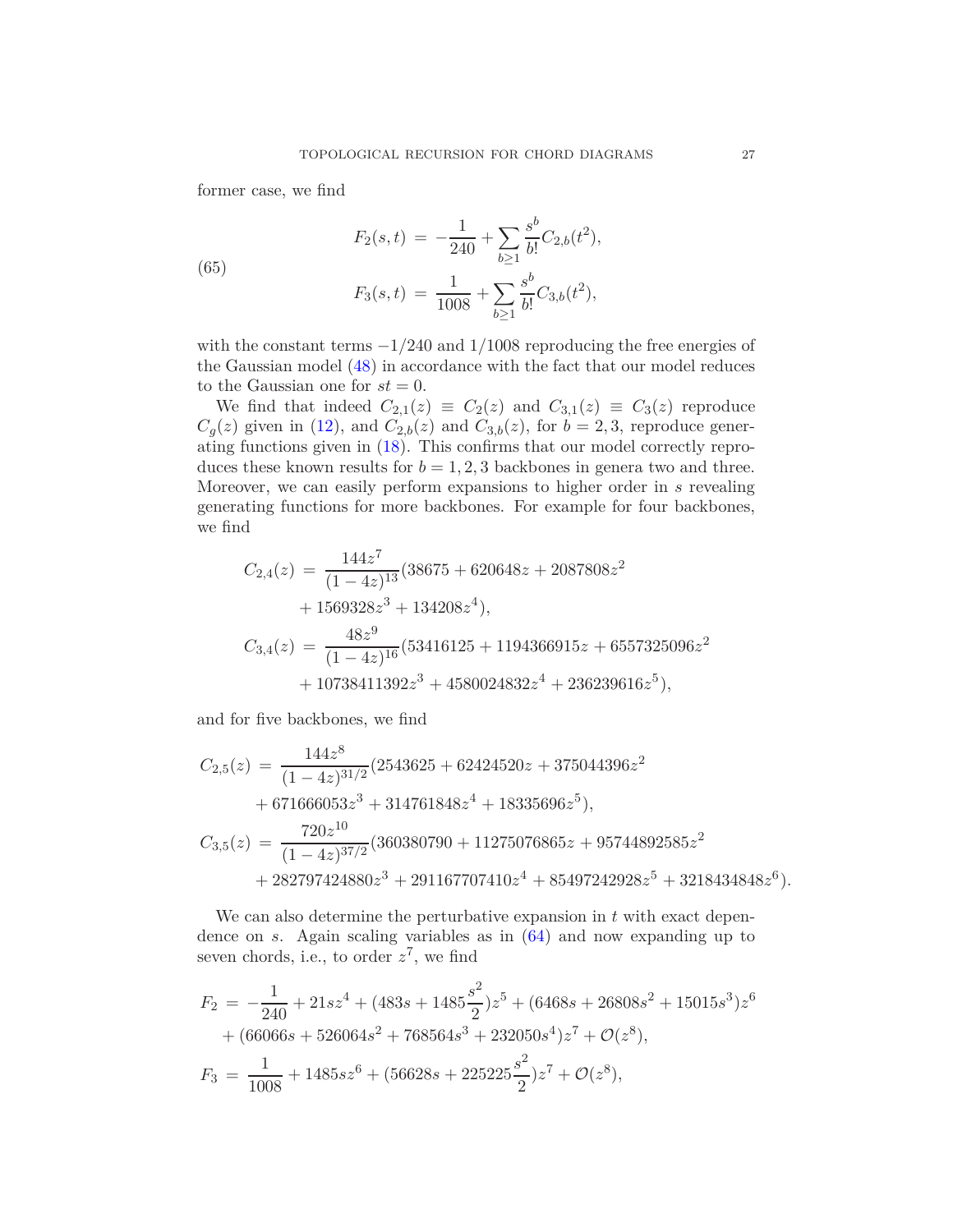former case, we find

$$
F_2(s,t) \;=\; -\frac{1}{240} + \sum_{b\geq 1} \frac{s^b}{b!} C_{2,b}(t^2), \tag{65}
$$

$$
F_3(s,t) \;=\; \frac{1}{1008} + \sum_{b\geq 1} \frac{s^b}{b!} C_{3,b}(t^2),
$$

with the constant terms $-1/240$ and $1/1008$ reproducing the free energies of the Gaussian model (48) in accordance with the fact that our model reduces to the Gaussian one for $st = 0$.

We find that indeed $C_{2,1}(z) \equiv C_2(z)$ and $C_{3,1}(z) \equiv C_3(z)$ reproduce $C_g(z)$ given in (12), and $C_{2,b}(z)$ and $C_{3,b}(z)$, for $b = 2, 3$, reproduce generating functions given in (18). This confirms that our model correctly reproduces these known results for $b = 1, 2, 3$ backbones in genera two and three. Moreover, we can easily perform expansions to higher order in $s$ revealing generating functions for more backbones. For example for four backbones, we find

$$
\begin{aligned}
C_{2,4}(z) \;&=\; \frac{144z^7}{(1-4z)^{13}}(38675 + 620648z + 2087808z^2 \\
&\quad + 1569328z^3 + 134208z^4), \\
C_{3,4}(z) \;&=\; \frac{48z^9}{(1-4z)^{16}}(53416125 + 1194366915z + 6557325096z^2 \\
&\quad + 10738411392z^3 + 4580024832z^4 + 236239616z^5),
\end{aligned}
$$

and for five backbones, we find

$$
\begin{aligned}
C_{2,5}(z) \;&=\; \frac{144z^8}{(1-4z)^{31/2}}(2543625 + 62424520z + 375044396z^2 \\
&\quad + 671666053z^3 + 314761848z^4 + 18335696z^5), \\
C_{3,5}(z) \;&=\; \frac{720z^{10}}{(1-4z)^{37/2}}(360380790 + 11275076865z + 95744892585z^2 \\
&\quad + 282797424880z^3 + 291167707410z^4 + 85497242928z^5 + 3218434848z^6).
\end{aligned}
$$

We can also determine the perturbative expansion in $t$ with exact dependence on $s$. Again scaling variables as in (64) and now expanding up to seven chords, i.e., to order $z^7$, we find

$$
\begin{aligned}
F_2 \;&=\; -\frac{1}{240} + 21sz^4 + (483s + 1485\frac{s^2}{2})z^5 + (6468s + 26808s^2 + 15015s^3)z^6 \\
&\quad + (66066s + 526064s^2 + 768564s^3 + 232050s^4)z^7 + \mathcal{O}(z^8), \\
F_3 \;&=\; \frac{1}{1008} + 1485sz^6 + (56628s + 225225\frac{s^2}{2})z^7 + \mathcal{O}(z^8),
\end{aligned}
$$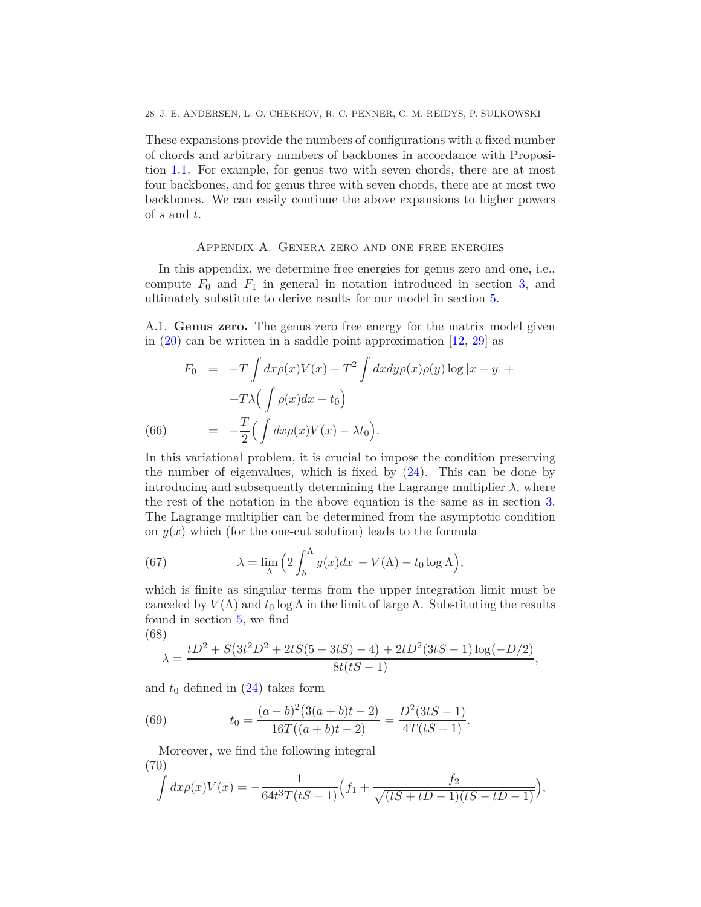These expansions provide the numbers of configurations with a fixed number of chords and arbitrary numbers of backbones in accordance with Proposition 1.1. For example, for genus two with seven chords, there are at most four backbones, and for genus three with seven chords, there are at most two backbones. We can easily continue the above expansions to higher powers of $s$ and $t$.

## Appendix A. Genera zero and one free energies

In this appendix, we determine free energies for genus zero and one, i.e., compute $F_0$ and $F_1$ in general in notation introduced in section 3, and ultimately substitute to derive results for our model in section 5.

**A.1. Genus zero.** The genus zero free energy for the matrix model given in (20) can be written in a saddle point approximation [12, 29] as

$$
\begin{aligned}
F_0 &= -T\int dx\rho(x)V(x) + T^2\int dxdy\rho(x)\rho(y)\log|x-y| + \\
&\quad + T\lambda\Big(\int \rho(x)dx - t_0\Big) \\
&= -\frac{T}{2}\Big(\int dx\rho(x)V(x) - \lambda t_0\Big). \qquad (66)
\end{aligned}
$$

In this variational problem, it is crucial to impose the condition preserving the number of eigenvalues, which is fixed by (24). This can be done by introducing and subsequently determining the Lagrange multiplier $\lambda$, where the rest of the notation in the above equation is the same as in section 3. The Lagrange multiplier can be determined from the asymptotic condition on $y(x)$ which (for the one-cut solution) leads to the formula

$$
\lambda = \lim_{\Lambda}\Big(2\int_b^\Lambda y(x)dx\, - V(\Lambda) - t_0\log\Lambda\Big), \qquad (67)
$$

which is finite as singular terms from the upper integration limit must be canceled by $V(\Lambda)$ and $t_0\log\Lambda$ in the limit of large $\Lambda$. Substituting the results found in section 5, we find

$$
\lambda = \frac{tD^2 + S\big(3t^2D^2 + 2tS(5-3tS) - 4\big) + 2tD^2(3tS-1)\log(-D/2)}{8t(tS-1)}, \qquad (68)
$$

and $t_0$ defined in (24) takes form

$$
t_0 = \frac{(a-b)^2\big(3(a+b)t-2\big)}{16T\big((a+b)t-2\big)} = \frac{D^2(3tS-1)}{4T(tS-1)}. \qquad (69)
$$

Moreover, we find the following integral

$$
\int dx\rho(x)V(x) = -\frac{1}{64t^3T(tS-1)}\Big(f_1 + \frac{f_2}{\sqrt{(tS+tD-1)(tS-tD-1)}}\Big), \qquad (70)
$$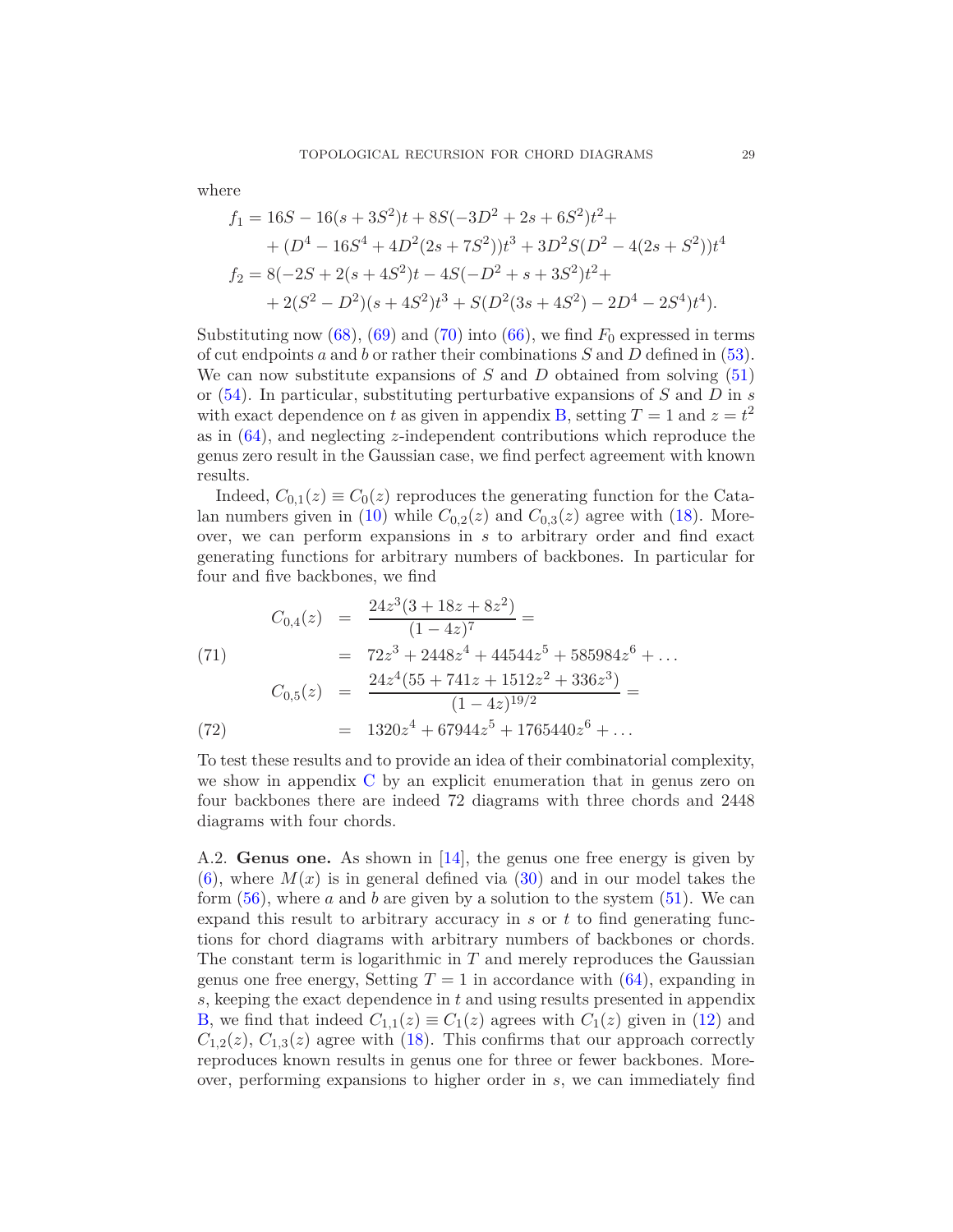where

$$
\begin{aligned}
f_1 &= 16S - 16(s+3S^2)t + 8S(-3D^2+2s+6S^2)t^2 + \\
&\quad + (D^4 - 16S^4 + 4D^2(2s+7S^2))t^3 + 3D^2S(D^2 - 4(2s+S^2))t^4 \\
f_2 &= 8(-2S + 2(s+4S^2)t - 4S(-D^2+s+3S^2)t^2 + \\
&\quad + 2(S^2 - D^2)(s+4S^2)t^3 + S(D^2(3s+4S^2) - 2D^4 - 2S^4)t^4).
\end{aligned}
$$

Substituting now (68), (69) and (70) into (66), we find $F_0$ expressed in terms of cut endpoints $a$ and $b$ or rather their combinations $S$ and $D$ defined in (53). We can now substitute expansions of $S$ and $D$ obtained from solving (51) or (54). In particular, substituting perturbative expansions of $S$ and $D$ in $s$ with exact dependence on $t$ as given in appendix B, setting $T = 1$ and $z = t^2$ as in (64), and neglecting $z$-independent contributions which reproduce the genus zero result in the Gaussian case, we find perfect agreement with known results.

Indeed, $C_{0,1}(z) \equiv C_0(z)$ reproduces the generating function for the Catalan numbers given in (10) while $C_{0,2}(z)$ and $C_{0,3}(z)$ agree with (18). Moreover, we can perform expansions in $s$ to arbitrary order and find exact generating functions for arbitrary numbers of backbones. In particular for four and five backbones, we find

$$
\begin{aligned}
C_{0,4}(z) &= \frac{24z^3(3+18z+8z^2)}{(1-4z)^7} = \\
&= 72z^3 + 2448z^4 + 44544z^5 + 585984z^6 + \dots \qquad (71)\\
C_{0,5}(z) &= \frac{24z^4(55+741z+1512z^2+336z^3)}{(1-4z)^{19/2}} = \\
&= 1320z^4 + 67944z^5 + 1765440z^6 + \dots \qquad (72)
\end{aligned}
$$

To test these results and to provide an idea of their combinatorial complexity, we show in appendix C by an explicit enumeration that in genus zero on four backbones there are indeed 72 diagrams with three chords and 2448 diagrams with four chords.

A.2. **Genus one.** As shown in [14], the genus one free energy is given by (6), where $M(x)$ is in general defined via (30) and in our model takes the form (56), where $a$ and $b$ are given by a solution to the system (51). We can expand this result to arbitrary accuracy in $s$ or $t$ to find generating functions for chord diagrams with arbitrary numbers of backbones or chords. The constant term is logarithmic in $T$ and merely reproduces the Gaussian genus one free energy, Setting $T = 1$ in accordance with (64), expanding in $s$, keeping the exact dependence in $t$ and using results presented in appendix B, we find that indeed $C_{1,1}(z) \equiv C_1(z)$ agrees with $C_1(z)$ given in (12) and $C_{1,2}(z)$, $C_{1,3}(z)$ agree with (18). This confirms that our approach correctly reproduces known results in genus one for three or fewer backbones. Moreover, performing expansions to higher order in $s$, we can immediately find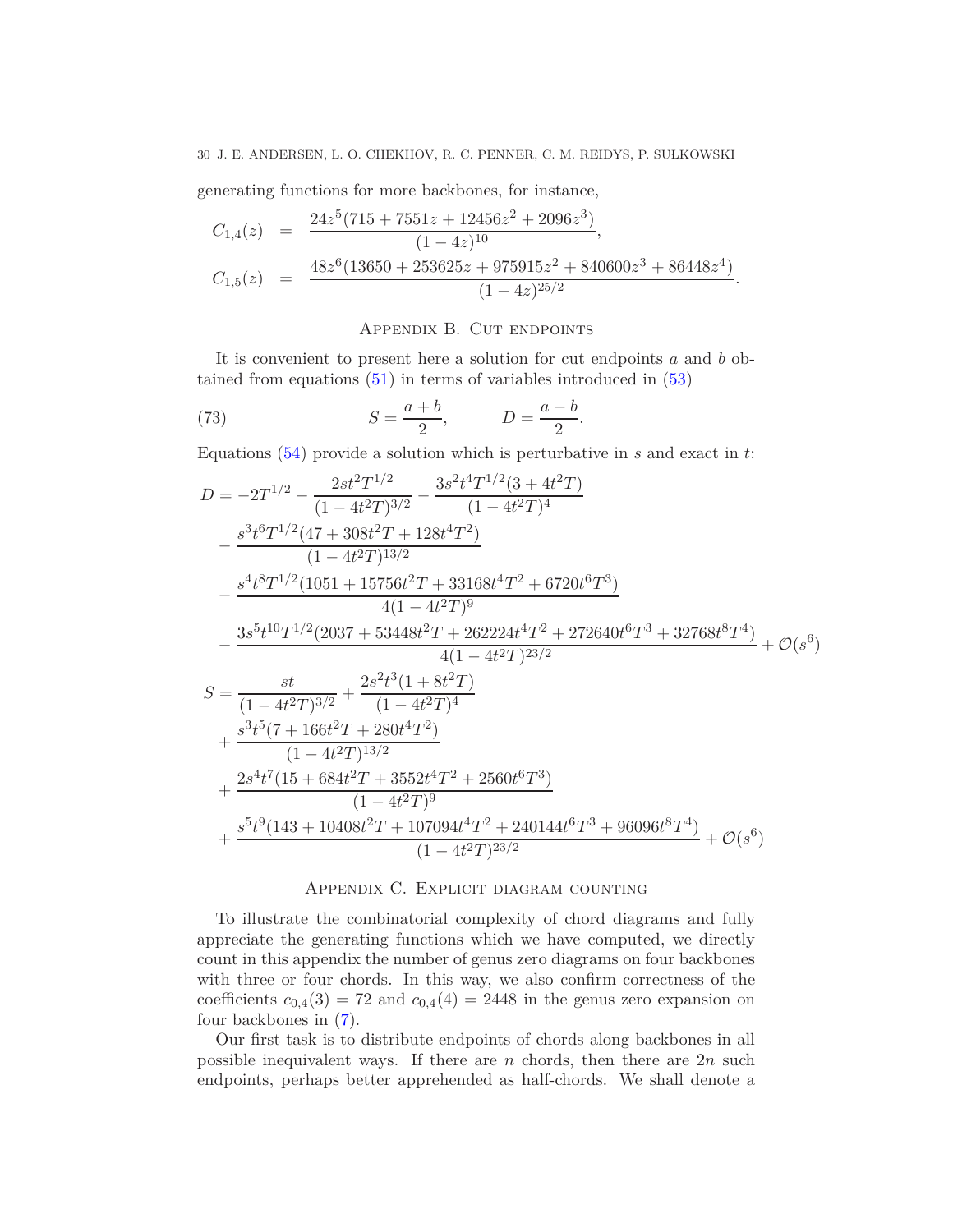generating functions for more backbones, for instance,

$$
\begin{aligned}
C_{1,4}(z) &= \frac{24z^5(715 + 7551z + 12456z^2 + 2096z^3)}{(1-4z)^{10}}, \\
C_{1,5}(z) &= \frac{48z^6(13650 + 253625z + 975915z^2 + 840600z^3 + 86448z^4)}{(1-4z)^{25/2}}.
\end{aligned}
$$

## Appendix B. Cut endpoints

It is convenient to present here a solution for cut endpoints $a$ and $b$ obtained from equations (51) in terms of variables introduced in (53)

$$
S = \frac{a+b}{2}, \qquad D = \frac{a-b}{2}. \tag{73}
$$

Equations (54) provide a solution which is perturbative in $s$ and exact in $t$:

$$
\begin{aligned}
D = & -2T^{1/2} - \frac{2st^2T^{1/2}}{(1-4t^2T)^{3/2}} - \frac{3s^2t^4T^{1/2}(3+4t^2T)}{(1-4t^2T)^4} \\
& - \frac{s^3t^6T^{1/2}(47 + 308t^2T + 128t^4T^2)}{(1-4t^2T)^{13/2}} \\
& - \frac{s^4t^8T^{1/2}(1051 + 15756t^2T + 33168t^4T^2 + 6720t^6T^3)}{4(1-4t^2T)^9} \\
& - \frac{3s^5t^{10}T^{1/2}(2037 + 53448t^2T + 262224t^4T^2 + 272640t^6T^3 + 32768t^8T^4)}{4(1-4t^2T)^{23/2}} + \mathcal{O}(s^6) \\
S = & \frac{st}{(1-4t^2T)^{3/2}} + \frac{2s^2t^3(1+8t^2T)}{(1-4t^2T)^4} \\
& + \frac{s^3t^5(7 + 166t^2T + 280t^4T^2)}{(1-4t^2T)^{13/2}} \\
& + \frac{2s^4t^7(15 + 684t^2T + 3552t^4T^2 + 2560t^6T^3)}{(1-4t^2T)^9} \\
& + \frac{s^5t^9(143 + 10408t^2T + 107094t^4T^2 + 240144t^6T^3 + 96096t^8T^4)}{(1-4t^2T)^{23/2}} + \mathcal{O}(s^6)
\end{aligned}
$$

## Appendix C. Explicit diagram counting

To illustrate the combinatorial complexity of chord diagrams and fully appreciate the generating functions which we have computed, we directly count in this appendix the number of genus zero diagrams on four backbones with three or four chords. In this way, we also confirm correctness of the coefficients $c_{0,4}(3) = 72$ and $c_{0,4}(4) = 2448$ in the genus zero expansion on four backbones in (7).

Our first task is to distribute endpoints of chords along backbones in all possible inequivalent ways. If there are $n$ chords, then there are $2n$ such endpoints, perhaps better apprehended as half-chords. We shall denote a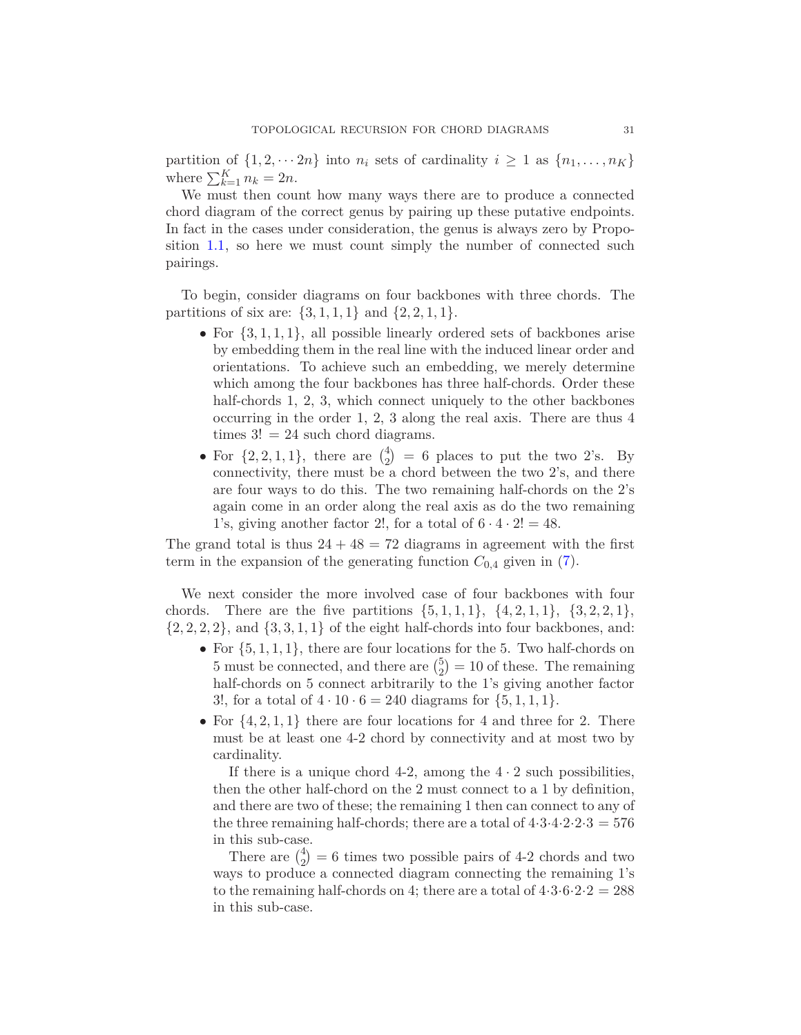partition of $\{1, 2, \cdots 2n\}$ into $n_i$ sets of cardinality $i \geq 1$ as $\{n_1, \ldots, n_K\}$ where $\sum_{k=1}^{K} n_k = 2n$.

We must then count how many ways there are to produce a connected chord diagram of the correct genus by pairing up these putative endpoints. In fact in the cases under consideration, the genus is always zero by Proposition 1.1, so here we must count simply the number of connected such pairings.

To begin, consider diagrams on four backbones with three chords. The partitions of six are: $\{3, 1, 1, 1\}$ and $\{2, 2, 1, 1\}$.

- For $\{3, 1, 1, 1\}$, all possible linearly ordered sets of backbones arise by embedding them in the real line with the induced linear order and orientations. To achieve such an embedding, we merely determine which among the four backbones has three half-chords. Order these half-chords 1, 2, 3, which connect uniquely to the other backbones occurring in the order 1, 2, 3 along the real axis. There are thus 4 times $3! = 24$ such chord diagrams.
- For $\{2, 2, 1, 1\}$, there are $\binom{4}{2} = 6$ places to put the two 2's. By connectivity, there must be a chord between the two 2's, and there are four ways to do this. The two remaining half-chords on the 2's again come in an order along the real axis as do the two remaining 1's, giving another factor $2!$, for a total of $6 \cdot 4 \cdot 2! = 48$.

The grand total is thus $24 + 48 = 72$ diagrams in agreement with the first term in the expansion of the generating function $C_{0,4}$ given in (7).

We next consider the more involved case of four backbones with four chords. There are the five partitions $\{5, 1, 1, 1\}$, $\{4, 2, 1, 1\}$, $\{3, 2, 2, 1\}$, $\{2, 2, 2, 2\}$, and $\{3, 3, 1, 1\}$ of the eight half-chords into four backbones, and:

- For $\{5, 1, 1, 1\}$, there are four locations for the 5. Two half-chords on 5 must be connected, and there are $\binom{5}{2} = 10$ of these. The remaining half-chords on 5 connect arbitrarily to the 1's giving another factor $3!$, for a total of $4 \cdot 10 \cdot 6 = 240$ diagrams for $\{5, 1, 1, 1\}$.
- For $\{4, 2, 1, 1\}$ there are four locations for 4 and three for 2. There must be at least one 4-2 chord by connectivity and at most two by cardinality.

  If there is a unique chord 4-2, among the $4 \cdot 2$ such possibilities, then the other half-chord on the 2 must connect to a 1 by definition, and there are two of these; the remaining 1 then can connect to any of the three remaining half-chords; there are a total of $4 \cdot 3 \cdot 4 \cdot 2 \cdot 2 \cdot 3 = 576$ in this sub-case.

  There are $\binom{4}{2} = 6$ times two possible pairs of 4-2 chords and two ways to produce a connected diagram connecting the remaining 1's to the remaining half-chords on 4; there are a total of $4 \cdot 3 \cdot 6 \cdot 2 \cdot 2 = 288$ in this sub-case.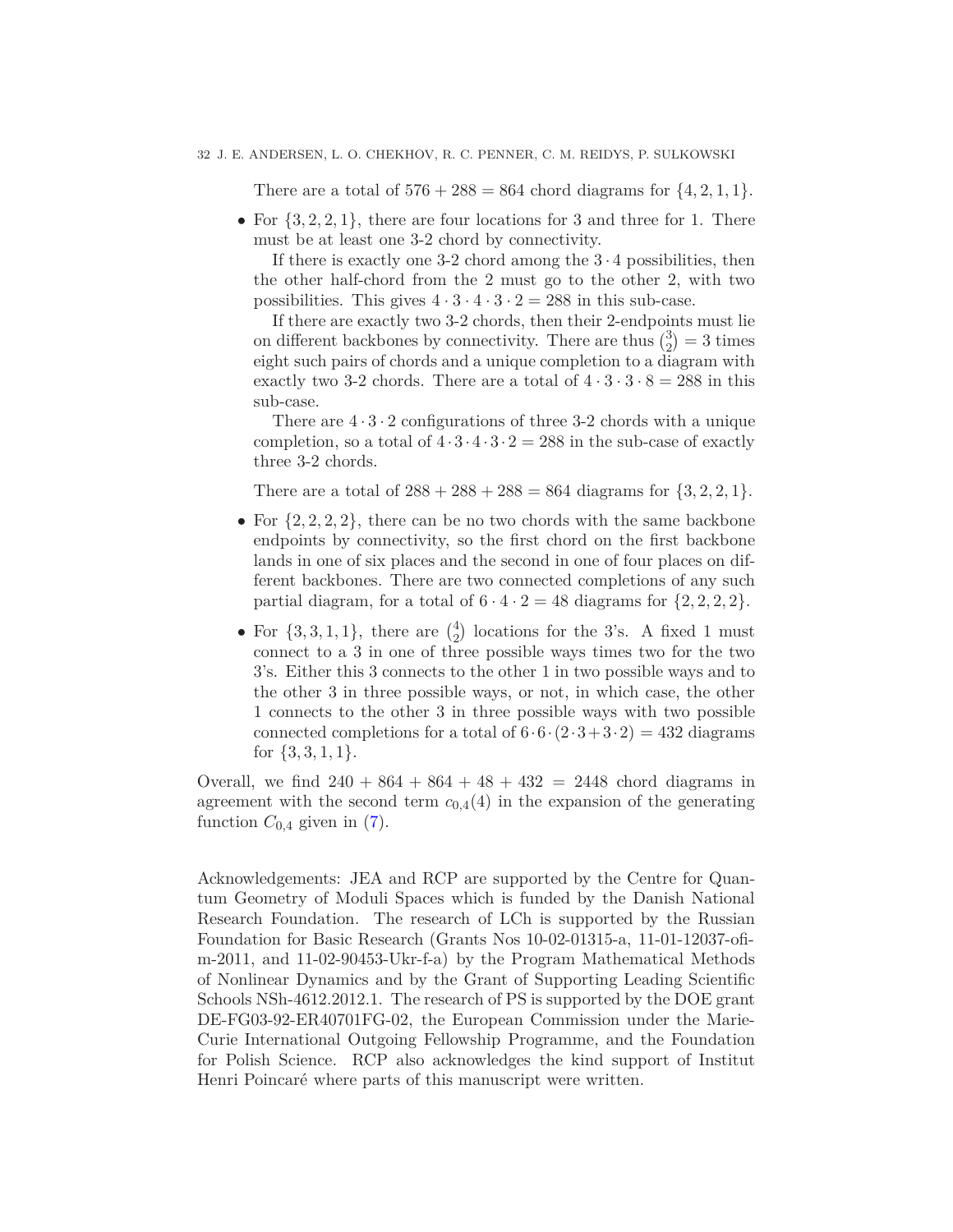There are a total of $576 + 288 = 864$ chord diagrams for $\{4, 2, 1, 1\}$.

- For $\{3, 2, 2, 1\}$, there are four locations for 3 and three for 1. There must be at least one 3-2 chord by connectivity.

  If there is exactly one 3-2 chord among the $3 \cdot 4$ possibilities, then the other half-chord from the 2 must go to the other 2, with two possibilities. This gives $4 \cdot 3 \cdot 4 \cdot 3 \cdot 2 = 288$ in this sub-case.

  If there are exactly two 3-2 chords, then their 2-endpoints must lie on different backbones by connectivity. There are thus $\binom{3}{2} = 3$ times eight such pairs of chords and a unique completion to a diagram with exactly two 3-2 chords. There are a total of $4 \cdot 3 \cdot 3 \cdot 8 = 288$ in this sub-case.

  There are $4 \cdot 3 \cdot 2$ configurations of three 3-2 chords with a unique completion, so a total of $4 \cdot 3 \cdot 4 \cdot 3 \cdot 2 = 288$ in the sub-case of exactly three 3-2 chords.

  There are a total of $288 + 288 + 288 = 864$ diagrams for $\{3, 2, 2, 1\}$.

- For $\{2, 2, 2, 2\}$, there can be no two chords with the same backbone endpoints by connectivity, so the first chord on the first backbone lands in one of six places and the second in one of four places on different backbones. There are two connected completions of any such partial diagram, for a total of $6 \cdot 4 \cdot 2 = 48$ diagrams for $\{2, 2, 2, 2\}$.

- For $\{3, 3, 1, 1\}$, there are $\binom{4}{2}$ locations for the 3's. A fixed 1 must connect to a 3 in one of three possible ways times two for the two 3's. Either this 3 connects to the other 1 in two possible ways and to the other 3 in three possible ways, or not, in which case, the other 1 connects to the other 3 in three possible ways with two possible connected completions for a total of $6 \cdot 6 \cdot (2 \cdot 3 + 3 \cdot 2) = 432$ diagrams for $\{3, 3, 1, 1\}$.

Overall, we find $240 + 864 + 864 + 48 + 432 = 2448$ chord diagrams in agreement with the second term $c_{0,4}(4)$ in the expansion of the generating function $C_{0,4}$ given in (7).

Acknowledgements: JEA and RCP are supported by the Centre for Quantum Geometry of Moduli Spaces which is funded by the Danish National Research Foundation. The research of LCh is supported by the Russian Foundation for Basic Research (Grants Nos 10-02-01315-a, 11-01-12037-ofi-m-2011, and 11-02-90453-Ukr-f-a) by the Program Mathematical Methods of Nonlinear Dynamics and by the Grant of Supporting Leading Scientific Schools NSh-4612.2012.1. The research of PS is supported by the DOE grant DE-FG03-92-ER40701FG-02, the European Commission under the Marie-Curie International Outgoing Fellowship Programme, and the Foundation for Polish Science. RCP also acknowledges the kind support of Institut Henri Poincaré where parts of this manuscript were written.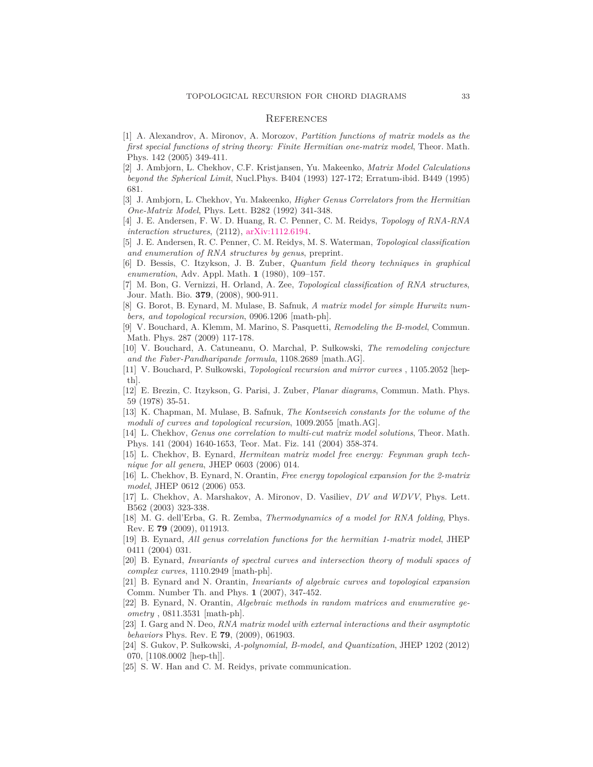## References

[1] A. Alexandrov, A. Mironov, A. Morozov, *Partition functions of matrix models as the first special functions of string theory: Finite Hermitian one-matrix model*, Theor. Math. Phys. 142 (2005) 349-411.

[2] J. Ambjorn, L. Chekhov, C.F. Kristjansen, Yu. Makeenko, *Matrix Model Calculations beyond the Spherical Limit*, Nucl.Phys. B404 (1993) 127-172; Erratum-ibid. B449 (1995) 681.

[3] J. Ambjorn, L. Chekhov, Yu. Makeenko, *Higher Genus Correlators from the Hermitian One-Matrix Model*, Phys. Lett. B282 (1992) 341-348.

[4] J. E. Andersen, F. W. D. Huang, R. C. Penner, C. M. Reidys, *Topology of RNA-RNA interaction structures*, (2112), arXiv:1112.6194.

[5] J. E. Andersen, R. C. Penner, C. M. Reidys, M. S. Waterman, *Topological classification and enumeration of RNA structures by genus*, preprint.

[6] D. Bessis, C. Itzykson, J. B. Zuber, *Quantum field theory techniques in graphical enumeration*, Adv. Appl. Math. **1** (1980), 109–157.

[7] M. Bon, G. Vernizzi, H. Orland, A. Zee, *Topological classification of RNA structures*, Jour. Math. Bio. **379**, (2008), 900-911.

[8] G. Borot, B. Eynard, M. Mulase, B. Safnuk, *A matrix model for simple Hurwitz numbers, and topological recursion*, 0906.1206 [math-ph].

[9] V. Bouchard, A. Klemm, M. Marino, S. Pasquetti, *Remodeling the B-model*, Commun. Math. Phys. 287 (2009) 117-178.

[10] V. Bouchard, A. Catuneanu, O. Marchal, P. Sułkowski, *The remodeling conjecture and the Faber-Pandharipande formula*, 1108.2689 [math.AG].

[11] V. Bouchard, P. Sułkowski, *Topological recursion and mirror curves* , 1105.2052 [hep-th].

[12] E. Brezin, C. Itzykson, G. Parisi, J. Zuber, *Planar diagrams*, Commun. Math. Phys. 59 (1978) 35-51.

[13] K. Chapman, M. Mulase, B. Safnuk, *The Kontsevich constants for the volume of the moduli of curves and topological recursion*, 1009.2055 [math.AG].

[14] L. Chekhov, *Genus one correlation to multi-cut matrix model solutions*, Theor. Math. Phys. 141 (2004) 1640-1653, Teor. Mat. Fiz. 141 (2004) 358-374.

[15] L. Chekhov, B. Eynard, *Hermitean matrix model free energy: Feynman graph technique for all genera*, JHEP 0603 (2006) 014.

[16] L. Chekhov, B. Eynard, N. Orantin, *Free energy topological expansion for the 2-matrix model*, JHEP 0612 (2006) 053.

[17] L. Chekhov, A. Marshakov, A. Mironov, D. Vasiliev, *DV and WDVV*, Phys. Lett. B562 (2003) 323-338.

[18] M. G. dell'Erba, G. R. Zemba, *Thermodynamics of a model for RNA folding*, Phys. Rev. E **79** (2009), 011913.

[19] B. Eynard, *All genus correlation functions for the hermitian 1-matrix model*, JHEP 0411 (2004) 031.

[20] B. Eynard, *Invariants of spectral curves and intersection theory of moduli spaces of complex curves*, 1110.2949 [math-ph].

[21] B. Eynard and N. Orantin, *Invariants of algebraic curves and topological expansion* Comm. Number Th. and Phys. **1** (2007), 347-452.

[22] B. Eynard, N. Orantin, *Algebraic methods in random matrices and enumerative geometry* , 0811.3531 [math-ph].

[23] I. Garg and N. Deo, *RNA matrix model with external interactions and their asymptotic behaviors* Phys. Rev. E **79**, (2009), 061903.

[24] S. Gukov, P. Sułkowski, *A-polynomial, B-model, and Quantization*, JHEP 1202 (2012) 070, [1108.0002 [hep-th]].

[25] S. W. Han and C. M. Reidys, private communication.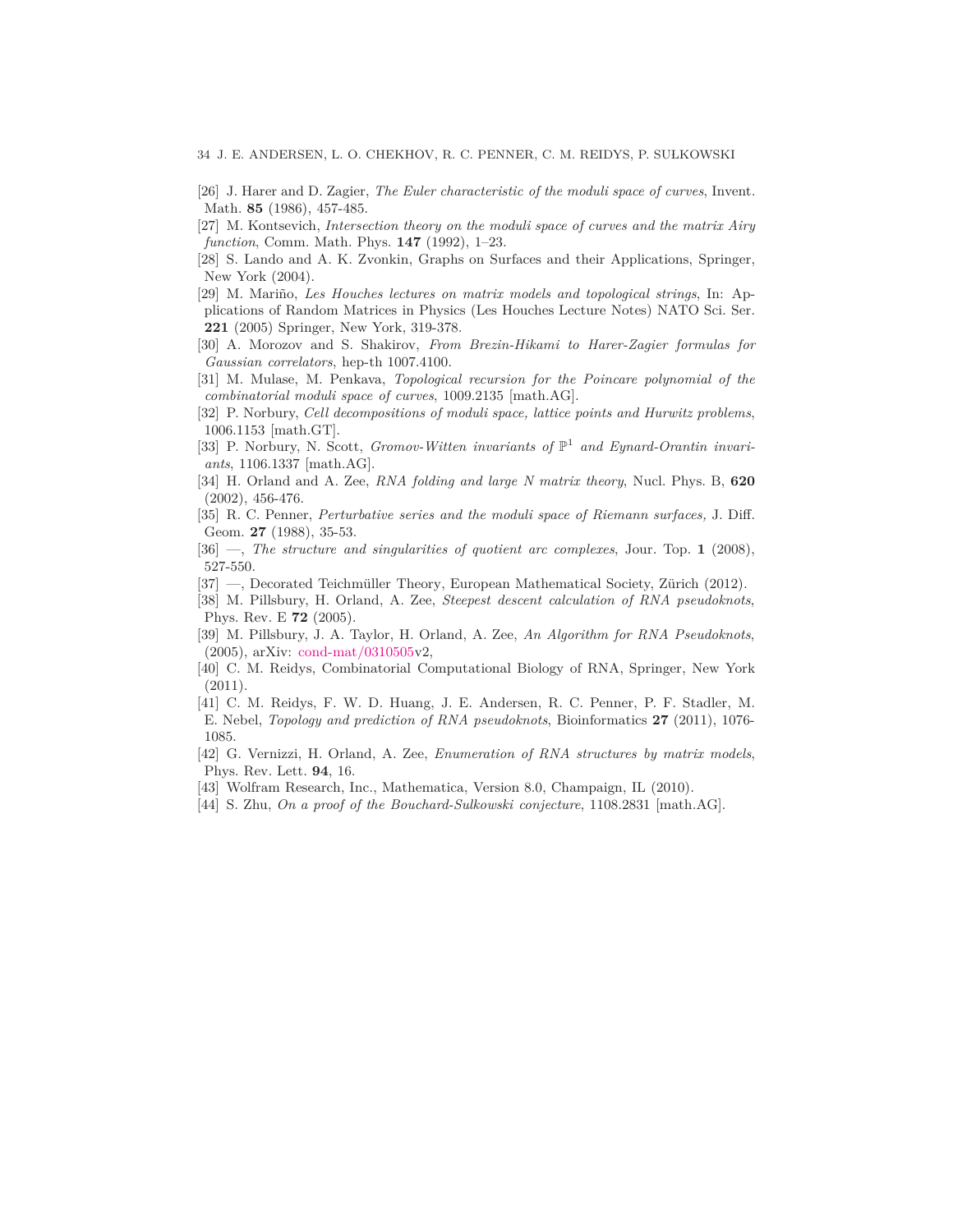[26] J. Harer and D. Zagier, *The Euler characteristic of the moduli space of curves*, Invent. Math. **85** (1986), 457-485.

[27] M. Kontsevich, *Intersection theory on the moduli space of curves and the matrix Airy function*, Comm. Math. Phys. **147** (1992), 1–23.

[28] S. Lando and A. K. Zvonkin, Graphs on Surfaces and their Applications, Springer, New York (2004).

[29] M. Mariño, *Les Houches lectures on matrix models and topological strings*, In: Applications of Random Matrices in Physics (Les Houches Lecture Notes) NATO Sci. Ser. **221** (2005) Springer, New York, 319-378.

[30] A. Morozov and S. Shakirov, *From Brezin-Hikami to Harer-Zagier formulas for Gaussian correlators*, hep-th 1007.4100.

[31] M. Mulase, M. Penkava, *Topological recursion for the Poincare polynomial of the combinatorial moduli space of curves*, 1009.2135 [math.AG].

[32] P. Norbury, *Cell decompositions of moduli space, lattice points and Hurwitz problems*, 1006.1153 [math.GT].

[33] P. Norbury, N. Scott, *Gromov-Witten invariants of $\mathbb{P}^1$ and Eynard-Orantin invariants*, 1106.1337 [math.AG].

[34] H. Orland and A. Zee, *RNA folding and large N matrix theory*, Nucl. Phys. B, **620** (2002), 456-476.

[35] R. C. Penner, *Perturbative series and the moduli space of Riemann surfaces,* J. Diff. Geom. **27** (1988), 35-53.

[36] —, *The structure and singularities of quotient arc complexes*, Jour. Top. **1** (2008), 527-550.

[37] —, Decorated Teichmüller Theory, European Mathematical Society, Zürich (2012).

[38] M. Pillsbury, H. Orland, A. Zee, *Steepest descent calculation of RNA pseudoknots*, Phys. Rev. E **72** (2005).

[39] M. Pillsbury, J. A. Taylor, H. Orland, A. Zee, *An Algorithm for RNA Pseudoknots*, (2005), arXiv: cond-mat/0310505v2,

[40] C. M. Reidys, Combinatorial Computational Biology of RNA, Springer, New York (2011).

[41] C. M. Reidys, F. W. D. Huang, J. E. Andersen, R. C. Penner, P. F. Stadler, M. E. Nebel, *Topology and prediction of RNA pseudoknots*, Bioinformatics **27** (2011), 1076-1085.

[42] G. Vernizzi, H. Orland, A. Zee, *Enumeration of RNA structures by matrix models*, Phys. Rev. Lett. **94**, 16.

[43] Wolfram Research, Inc., Mathematica, Version 8.0, Champaign, IL (2010).

[44] S. Zhu, *On a proof of the Bouchard-Sulkowski conjecture*, 1108.2831 [math.AG].